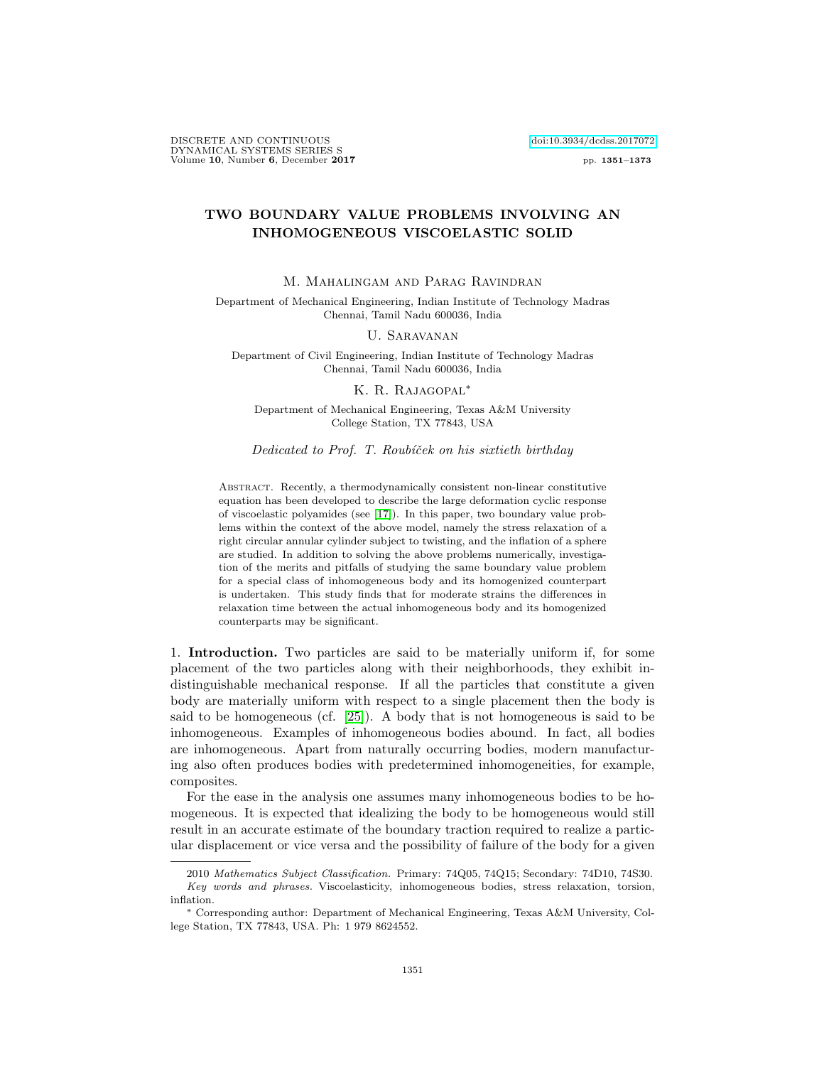# TWO BOUNDARY VALUE PROBLEMS INVOLVING AN INHOMOGENEOUS VISCOELASTIC SOLID

M. Mahalingam and Parag Ravindran

Department of Mechanical Engineering, Indian Institute of Technology Madras
Chennai, Tamil Nadu 600036, India

U. Saravanan

Department of Civil Engineering, Indian Institute of Technology Madras
Chennai, Tamil Nadu 600036, India

K. R. Rajagopal*

Department of Mechanical Engineering, Texas A&M University
College Station, TX 77843, USA

*Dedicated to Prof. T. Roubíček on his sixtieth birthday*

Abstract. Recently, a thermodynamically consistent non-linear constitutive equation has been developed to describe the large deformation cyclic response of viscoelastic polyamides (see [17]). In this paper, two boundary value problems within the context of the above model, namely the stress relaxation of a right circular annular cylinder subject to twisting, and the inflation of a sphere are studied. In addition to solving the above problems numerically, investigation of the merits and pitfalls of studying the same boundary value problem for a special class of inhomogeneous body and its homogenized counterpart is undertaken. This study finds that for moderate strains the differences in relaxation time between the actual inhomogeneous body and its homogenized counterparts may be significant.

1. **Introduction.** Two particles are said to be materially uniform if, for some placement of the two particles along with their neighborhoods, they exhibit indistinguishable mechanical response. If all the particles that constitute a given body are materially uniform with respect to a single placement then the body is said to be homogeneous (cf. [25]). A body that is not homogeneous is said to be inhomogeneous. Examples of inhomogeneous bodies abound. In fact, all bodies are inhomogeneous. Apart from naturally occurring bodies, modern manufacturing also often produces bodies with predetermined inhomogeneities, for example, composites.

For the ease in the analysis one assumes many inhomogeneous bodies to be homogeneous. It is expected that idealizing the body to be homogeneous would still result in an accurate estimate of the boundary traction required to realize a particular displacement or vice versa and the possibility of failure of the body for a given

2010 *Mathematics Subject Classification.* Primary: 74Q05, 74Q15; Secondary: 74D10, 74S30.
*Key words and phrases.* Viscoelasticity, inhomogeneous bodies, stress relaxation, torsion, inflation.
* Corresponding author: Department of Mechanical Engineering, Texas A&M University, College Station, TX 77843, USA. Ph: 1 979 8624552.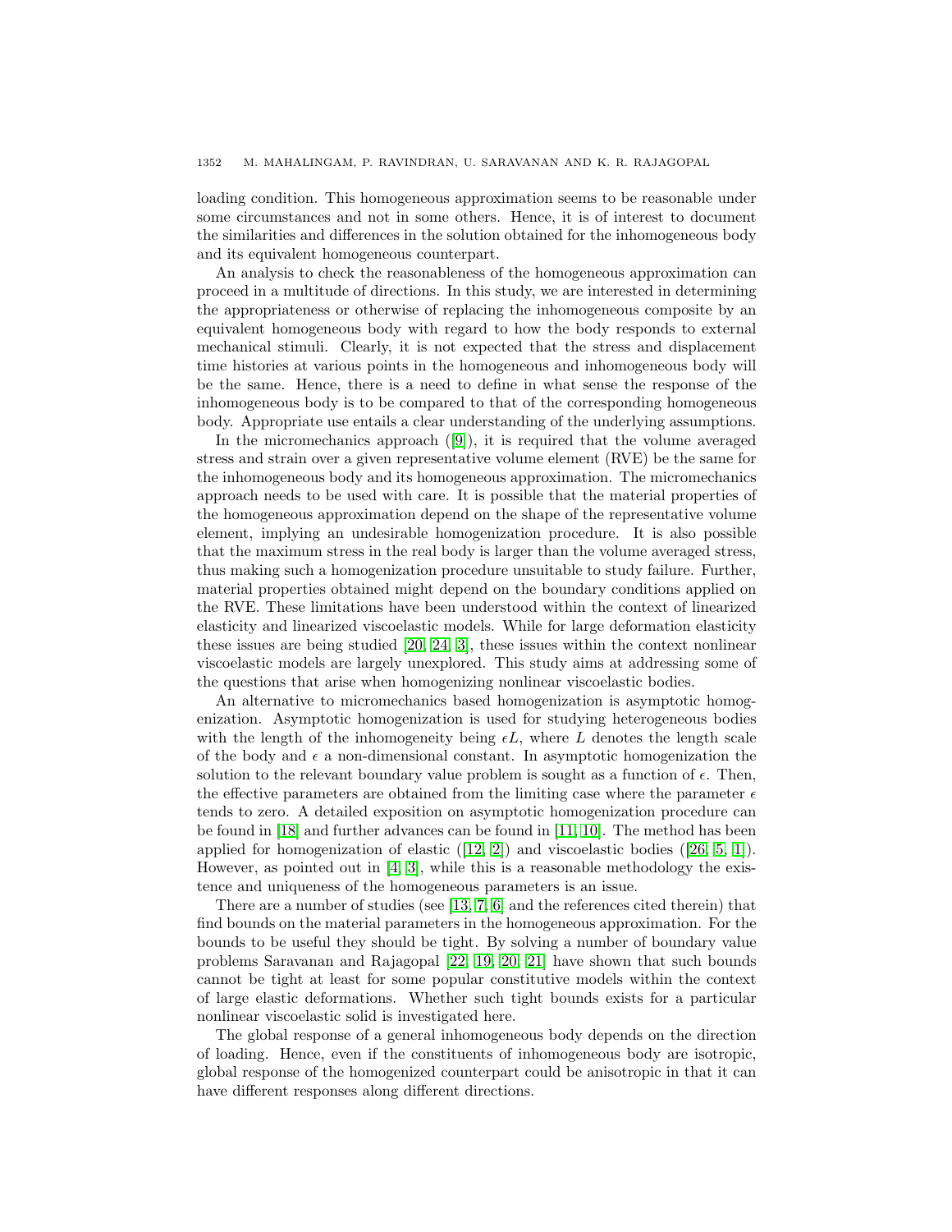loading condition. This homogeneous approximation seems to be reasonable under some circumstances and not in some others. Hence, it is of interest to document the similarities and differences in the solution obtained for the inhomogeneous body and its equivalent homogeneous counterpart.

An analysis to check the reasonableness of the homogeneous approximation can proceed in a multitude of directions. In this study, we are interested in determining the appropriateness or otherwise of replacing the inhomogeneous composite by an equivalent homogeneous body with regard to how the body responds to external mechanical stimuli. Clearly, it is not expected that the stress and displacement time histories at various points in the homogeneous and inhomogeneous body will be the same. Hence, there is a need to define in what sense the response of the inhomogeneous body is to be compared to that of the corresponding homogeneous body. Appropriate use entails a clear understanding of the underlying assumptions.

In the micromechanics approach ([9]), it is required that the volume averaged stress and strain over a given representative volume element (RVE) be the same for the inhomogeneous body and its homogeneous approximation. The micromechanics approach needs to be used with care. It is possible that the material properties of the homogeneous approximation depend on the shape of the representative volume element, implying an undesirable homogenization procedure. It is also possible that the maximum stress in the real body is larger than the volume averaged stress, thus making such a homogenization procedure unsuitable to study failure. Further, material properties obtained might depend on the boundary conditions applied on the RVE. These limitations have been understood within the context of linearized elasticity and linearized viscoelastic models. While for large deformation elasticity these issues are being studied [20, 24, 3], these issues within the context nonlinear viscoelastic models are largely unexplored. This study aims at addressing some of the questions that arise when homogenizing nonlinear viscoelastic bodies.

An alternative to micromechanics based homogenization is asymptotic homogenization. Asymptotic homogenization is used for studying heterogeneous bodies with the length of the inhomogeneity being $\epsilon L$, where $L$ denotes the length scale of the body and $\epsilon$ a non-dimensional constant. In asymptotic homogenization the solution to the relevant boundary value problem is sought as a function of $\epsilon$. Then, the effective parameters are obtained from the limiting case where the parameter $\epsilon$ tends to zero. A detailed exposition on asymptotic homogenization procedure can be found in [18] and further advances can be found in [11, 10]. The method has been applied for homogenization of elastic ([12, 2]) and viscoelastic bodies ([26, 5, 1]). However, as pointed out in [4, 3], while this is a reasonable methodology the existence and uniqueness of the homogeneous parameters is an issue.

There are a number of studies (see [13, 7, 6] and the references cited therein) that find bounds on the material parameters in the homogeneous approximation. For the bounds to be useful they should be tight. By solving a number of boundary value problems Saravanan and Rajagopal [22, 19, 20, 21] have shown that such bounds cannot be tight at least for some popular constitutive models within the context of large elastic deformations. Whether such tight bounds exists for a particular nonlinear viscoelastic solid is investigated here.

The global response of a general inhomogeneous body depends on the direction of loading. Hence, even if the constituents of inhomogeneous body are isotropic, global response of the homogenized counterpart could be anisotropic in that it can have different responses along different directions.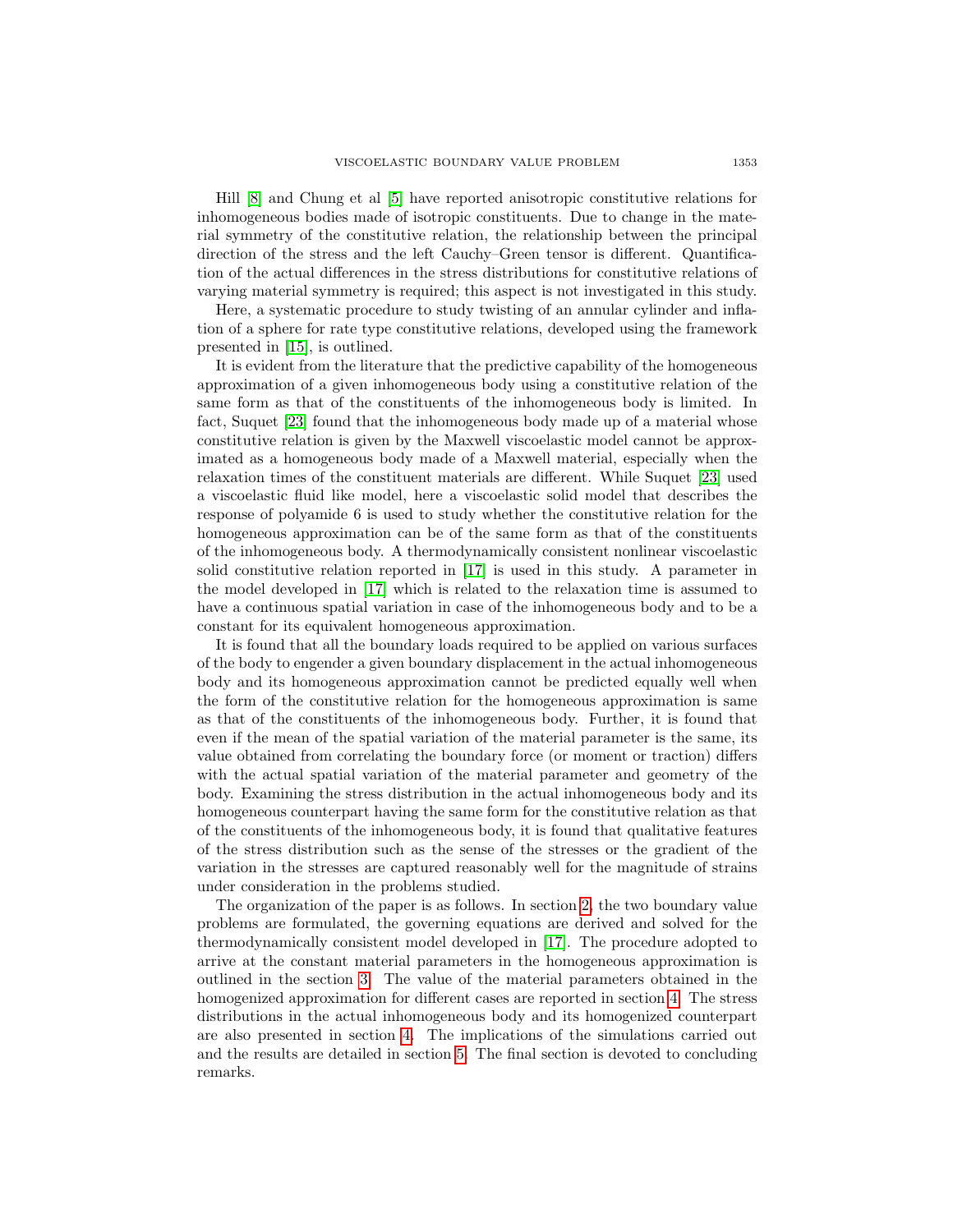Hill [8] and Chung et al [5] have reported anisotropic constitutive relations for inhomogeneous bodies made of isotropic constituents. Due to change in the material symmetry of the constitutive relation, the relationship between the principal direction of the stress and the left Cauchy–Green tensor is different. Quantification of the actual differences in the stress distributions for constitutive relations of varying material symmetry is required; this aspect is not investigated in this study.

Here, a systematic procedure to study twisting of an annular cylinder and inflation of a sphere for rate type constitutive relations, developed using the framework presented in [15], is outlined.

It is evident from the literature that the predictive capability of the homogeneous approximation of a given inhomogeneous body using a constitutive relation of the same form as that of the constituents of the inhomogeneous body is limited. In fact, Suquet [23] found that the inhomogeneous body made up of a material whose constitutive relation is given by the Maxwell viscoelastic model cannot be approximated as a homogeneous body made of a Maxwell material, especially when the relaxation times of the constituent materials are different. While Suquet [23] used a viscoelastic fluid like model, here a viscoelastic solid model that describes the response of polyamide 6 is used to study whether the constitutive relation for the homogeneous approximation can be of the same form as that of the constituents of the inhomogeneous body. A thermodynamically consistent nonlinear viscoelastic solid constitutive relation reported in [17] is used in this study. A parameter in the model developed in [17] which is related to the relaxation time is assumed to have a continuous spatial variation in case of the inhomogeneous body and to be a constant for its equivalent homogeneous approximation.

It is found that all the boundary loads required to be applied on various surfaces of the body to engender a given boundary displacement in the actual inhomogeneous body and its homogeneous approximation cannot be predicted equally well when the form of the constitutive relation for the homogeneous approximation is same as that of the constituents of the inhomogeneous body. Further, it is found that even if the mean of the spatial variation of the material parameter is the same, its value obtained from correlating the boundary force (or moment or traction) differs with the actual spatial variation of the material parameter and geometry of the body. Examining the stress distribution in the actual inhomogeneous body and its homogeneous counterpart having the same form for the constitutive relation as that of the constituents of the inhomogeneous body, it is found that qualitative features of the stress distribution such as the sense of the stresses or the gradient of the variation in the stresses are captured reasonably well for the magnitude of strains under consideration in the problems studied.

The organization of the paper is as follows. In section 2, the two boundary value problems are formulated, the governing equations are derived and solved for the thermodynamically consistent model developed in [17]. The procedure adopted to arrive at the constant material parameters in the homogeneous approximation is outlined in the section 3. The value of the material parameters obtained in the homogenized approximation for different cases are reported in section 4. The stress distributions in the actual inhomogeneous body and its homogenized counterpart are also presented in section 4. The implications of the simulations carried out and the results are detailed in section 5. The final section is devoted to concluding remarks.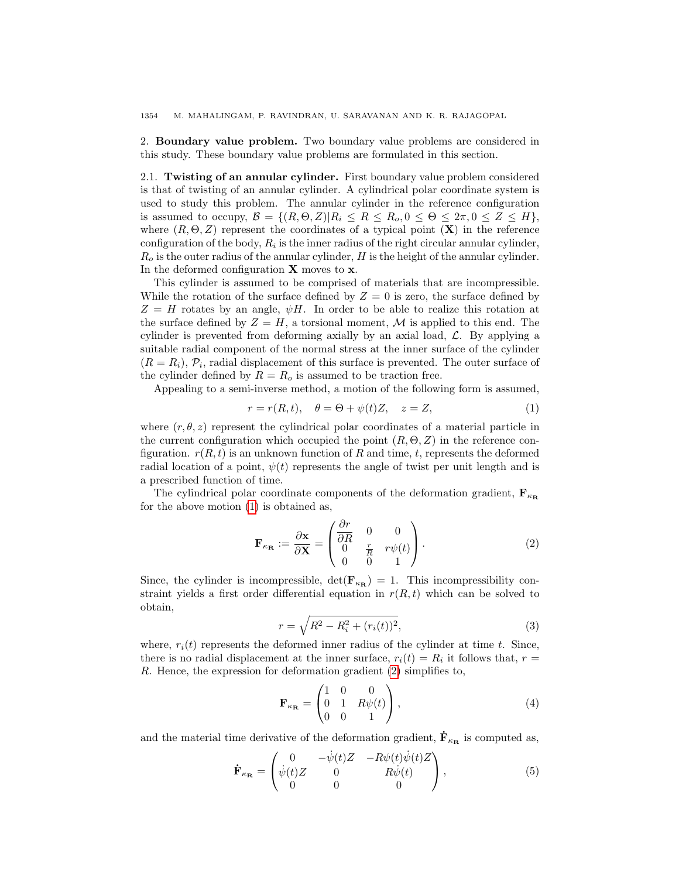## 2. **Boundary value problem.**

Two boundary value problems are considered in this study. These boundary value problems are formulated in this section.

### 2.1. **Twisting of an annular cylinder.**

First boundary value problem considered is that of twisting of an annular cylinder. A cylindrical polar coordinate system is used to study this problem. The annular cylinder in the reference configuration is assumed to occupy, $\mathcal{B} = \{(R, \Theta, Z) | R_i \leq R \leq R_o, 0 \leq \Theta \leq 2\pi, 0 \leq Z \leq H\}$, where $(R, \Theta, Z)$ represent the coordinates of a typical point $(\mathbf{X})$ in the reference configuration of the body, $R_i$ is the inner radius of the right circular annular cylinder, $R_o$ is the outer radius of the annular cylinder, $H$ is the height of the annular cylinder. In the deformed configuration $\mathbf{X}$ moves to $\mathbf{x}$.

This cylinder is assumed to be comprised of materials that are incompressible. While the rotation of the surface defined by $Z = 0$ is zero, the surface defined by $Z = H$ rotates by an angle, $\psi H$. In order to be able to realize this rotation at the surface defined by $Z = H$, a torsional moment, $\mathcal{M}$ is applied to this end. The cylinder is prevented from deforming axially by an axial load, $\mathcal{L}$. By applying a suitable radial component of the normal stress at the inner surface of the cylinder $(R = R_i)$, $\mathcal{P}_i$, radial displacement of this surface is prevented. The outer surface of the cylinder defined by $R = R_o$ is assumed to be traction free.

Appealing to a semi-inverse method, a motion of the following form is assumed,

$$r = r(R, t), \quad \theta = \Theta + \psi(t) Z, \quad z = Z, \tag{1}$$

where $(r, \theta, z)$ represent the cylindrical polar coordinates of a material particle in the current configuration which occupied the point $(R, \Theta, Z)$ in the reference configuration. $r(R, t)$ is an unknown function of $R$ and time, $t$, represents the deformed radial location of a point, $\psi(t)$ represents the angle of twist per unit length and is a prescribed function of time.

The cylindrical polar coordinate components of the deformation gradient, $\mathbf{F}_{\kappa_\mathbf{R}}$ for the above motion (1) is obtained as,

$$\mathbf{F}_{\kappa_\mathbf{R}} := \frac{\partial \mathbf{x}}{\partial \mathbf{X}} = \begin{pmatrix} \dfrac{\partial r}{\partial R} & 0 & 0 \\ 0 & \frac{r}{R} & r\psi(t) \\ 0 & 0 & 1 \end{pmatrix}. \tag{2}$$

Since, the cylinder is incompressible, $\det(\mathbf{F}_{\kappa_\mathbf{R}}) = 1$. This incompressibility constraint yields a first order differential equation in $r(R, t)$ which can be solved to obtain,

$$r = \sqrt{R^2 - R_i^2 + (r_i(t))^2}, \tag{3}$$

where, $r_i(t)$ represents the deformed inner radius of the cylinder at time $t$. Since, there is no radial displacement at the inner surface, $r_i(t) = R_i$ it follows that, $r = R$. Hence, the expression for deformation gradient (2) simplifies to,

$$\mathbf{F}_{\kappa_\mathbf{R}} = \begin{pmatrix} 1 & 0 & 0 \\ 0 & 1 & R\psi(t) \\ 0 & 0 & 1 \end{pmatrix}, \tag{4}$$

and the material time derivative of the deformation gradient, $\dot{\mathbf{F}}_{\kappa_\mathbf{R}}$ is computed as,

$$\dot{\mathbf{F}}_{\kappa_\mathbf{R}} = \begin{pmatrix} 0 & -\dot{\psi}(t) Z & -R\psi(t)\dot{\psi}(t) Z \\ \dot{\psi}(t) Z & 0 & R\dot{\psi}(t) \\ 0 & 0 & 0 \end{pmatrix}, \tag{5}$$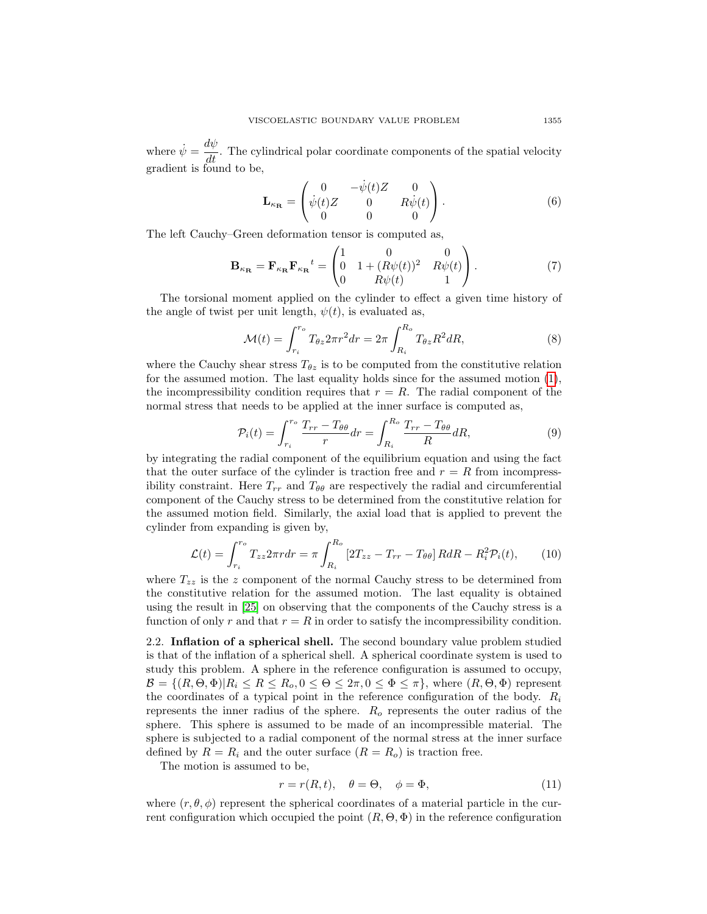where $\dot{\psi} = \dfrac{d\psi}{dt}$. The cylindrical polar coordinate components of the spatial velocity gradient is found to be,

$$\mathbf{L}_{\kappa_\mathbf{R}} = \begin{pmatrix} 0 & -\dot{\psi}(t)Z & 0 \\ \dot{\psi}(t)Z & 0 & R\dot{\psi}(t) \\ 0 & 0 & 0 \end{pmatrix}. \tag{6}$$

The left Cauchy–Green deformation tensor is computed as,

$$\mathbf{B}_{\kappa_\mathbf{R}} = \mathbf{F}_{\kappa_\mathbf{R}} {\mathbf{F}_{\kappa_\mathbf{R}}}^t = \begin{pmatrix} 1 & 0 & 0 \\ 0 & 1 + (R\psi(t))^2 & R\psi(t) \\ 0 & R\psi(t) & 1 \end{pmatrix}. \tag{7}$$

The torsional moment applied on the cylinder to effect a given time history of the angle of twist per unit length, $\psi(t)$, is evaluated as,

$$\mathcal{M}(t) = \int_{r_i}^{r_o} T_{\theta z} 2\pi r^2 dr = 2\pi \int_{R_i}^{R_o} T_{\theta z} R^2 dR, \tag{8}$$

where the Cauchy shear stress $T_{\theta z}$ is to be computed from the constitutive relation for the assumed motion. The last equality holds since for the assumed motion (1), the incompressibility condition requires that $r = R$. The radial component of the normal stress that needs to be applied at the inner surface is computed as,

$$\mathcal{P}_i(t) = \int_{r_i}^{r_o} \frac{T_{rr} - T_{\theta\theta}}{r} dr = \int_{R_i}^{R_o} \frac{T_{rr} - T_{\theta\theta}}{R} dR, \tag{9}$$

by integrating the radial component of the equilibrium equation and using the fact that the outer surface of the cylinder is traction free and $r = R$ from incompressibility constraint. Here $T_{rr}$ and $T_{\theta\theta}$ are respectively the radial and circumferential component of the Cauchy stress to be determined from the constitutive relation for the assumed motion field. Similarly, the axial load that is applied to prevent the cylinder from expanding is given by,

$$\mathcal{L}(t) = \int_{r_i}^{r_o} T_{zz} 2\pi r dr = \pi \int_{R_i}^{R_o} \left[2T_{zz} - T_{rr} - T_{\theta\theta}\right] R dR - R_i^2 \mathcal{P}_i(t), \tag{10}$$

where $T_{zz}$ is the $z$ component of the normal Cauchy stress to be determined from the constitutive relation for the assumed motion. The last equality is obtained using the result in [25] on observing that the components of the Cauchy stress is a function of only $r$ and that $r = R$ in order to satisfy the incompressibility condition.

**2.2. Inflation of a spherical shell.** The second boundary value problem studied is that of the inflation of a spherical shell. A spherical coordinate system is used to study this problem. A sphere in the reference configuration is assumed to occupy, $\mathcal{B} = \{(R, \Theta, \Phi) | R_i \leq R \leq R_o, 0 \leq \Theta \leq 2\pi, 0 \leq \Phi \leq \pi\}$, where $(R, \Theta, \Phi)$ represent the coordinates of a typical point in the reference configuration of the body. $R_i$ represents the inner radius of the sphere. $R_o$ represents the outer radius of the sphere. This sphere is assumed to be made of an incompressible material. The sphere is subjected to a radial component of the normal stress at the inner surface defined by $R = R_i$ and the outer surface ($R = R_o$) is traction free.

The motion is assumed to be,

$$r = r(R, t), \quad \theta = \Theta, \quad \phi = \Phi, \tag{11}$$

where $(r, \theta, \phi)$ represent the spherical coordinates of a material particle in the current configuration which occupied the point $(R, \Theta, \Phi)$ in the reference configuration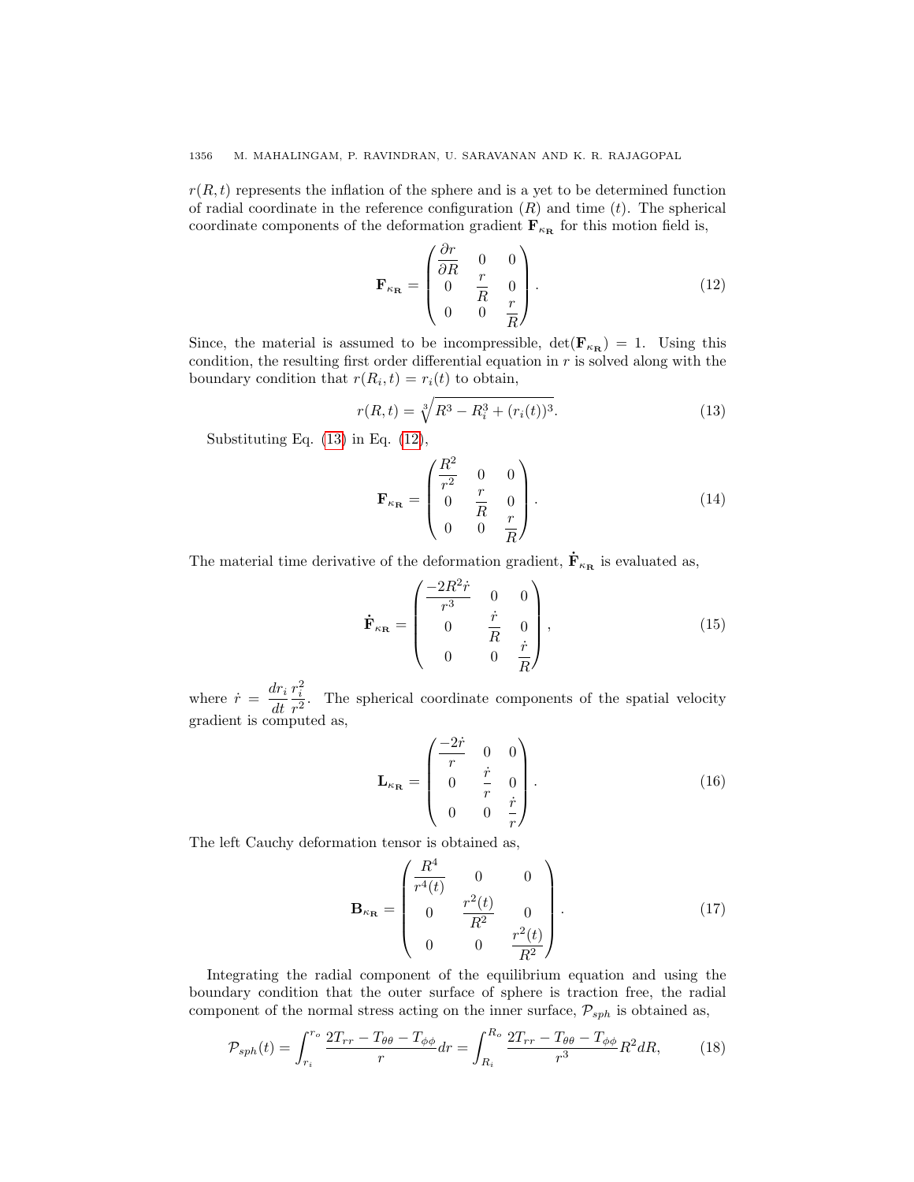$r(R,t)$ represents the inflation of the sphere and is a yet to be determined function of radial coordinate in the reference configuration ($R$) and time ($t$). The spherical coordinate components of the deformation gradient $\mathbf{F}_{\kappa_\mathbf{R}}$ for this motion field is,

$$\mathbf{F}_{\kappa_\mathbf{R}} = \begin{pmatrix} \dfrac{\partial r}{\partial R} & 0 & 0 \\ 0 & \dfrac{r}{R} & 0 \\ 0 & 0 & \dfrac{r}{R} \end{pmatrix}. \tag{12}$$

Since, the material is assumed to be incompressible, $\det(\mathbf{F}_{\kappa_\mathbf{R}}) = 1$. Using this condition, the resulting first order differential equation in $r$ is solved along with the boundary condition that $r(R_i, t) = r_i(t)$ to obtain,

$$r(R,t) = \sqrt[3]{R^3 - R_i^3 + (r_i(t))^3}. \tag{13}$$

Substituting Eq. (13) in Eq. (12),

$$\mathbf{F}_{\kappa_\mathbf{R}} = \begin{pmatrix} \dfrac{R^2}{r^2} & 0 & 0 \\ 0 & \dfrac{r}{R} & 0 \\ 0 & 0 & \dfrac{r}{R} \end{pmatrix}. \tag{14}$$

The material time derivative of the deformation gradient, $\dot{\mathbf{F}}_{\kappa_\mathbf{R}}$ is evaluated as,

$$\dot{\mathbf{F}}_{\kappa_\mathbf{R}} = \begin{pmatrix} \dfrac{-2R^2\dot{r}}{r^3} & 0 & 0 \\ 0 & \dfrac{\dot{r}}{R} & 0 \\ 0 & 0 & \dfrac{\dot{r}}{R} \end{pmatrix}, \tag{15}$$

where $\dot{r} = \dfrac{dr_i}{dt}\dfrac{r_i^2}{r^2}$. The spherical coordinate components of the spatial velocity gradient is computed as,

$$\mathbf{L}_{\kappa_\mathbf{R}} = \begin{pmatrix} \dfrac{-2\dot{r}}{r} & 0 & 0 \\ 0 & \dfrac{\dot{r}}{r} & 0 \\ 0 & 0 & \dfrac{\dot{r}}{r} \end{pmatrix}. \tag{16}$$

The left Cauchy deformation tensor is obtained as,

$$\mathbf{B}_{\kappa_\mathbf{R}} = \begin{pmatrix} \dfrac{R^4}{r^4(t)} & 0 & 0 \\ 0 & \dfrac{r^2(t)}{R^2} & 0 \\ 0 & 0 & \dfrac{r^2(t)}{R^2} \end{pmatrix}. \tag{17}$$

Integrating the radial component of the equilibrium equation and using the boundary condition that the outer surface of sphere is traction free, the radial component of the normal stress acting on the inner surface, $\mathcal{P}_{sph}$ is obtained as,

$$\mathcal{P}_{sph}(t) = \int_{r_i}^{r_o} \frac{2T_{rr} - T_{\theta\theta} - T_{\phi\phi}}{r} dr = \int_{R_i}^{R_o} \frac{2T_{rr} - T_{\theta\theta} - T_{\phi\phi}}{r^3} R^2 dR, \tag{18}$$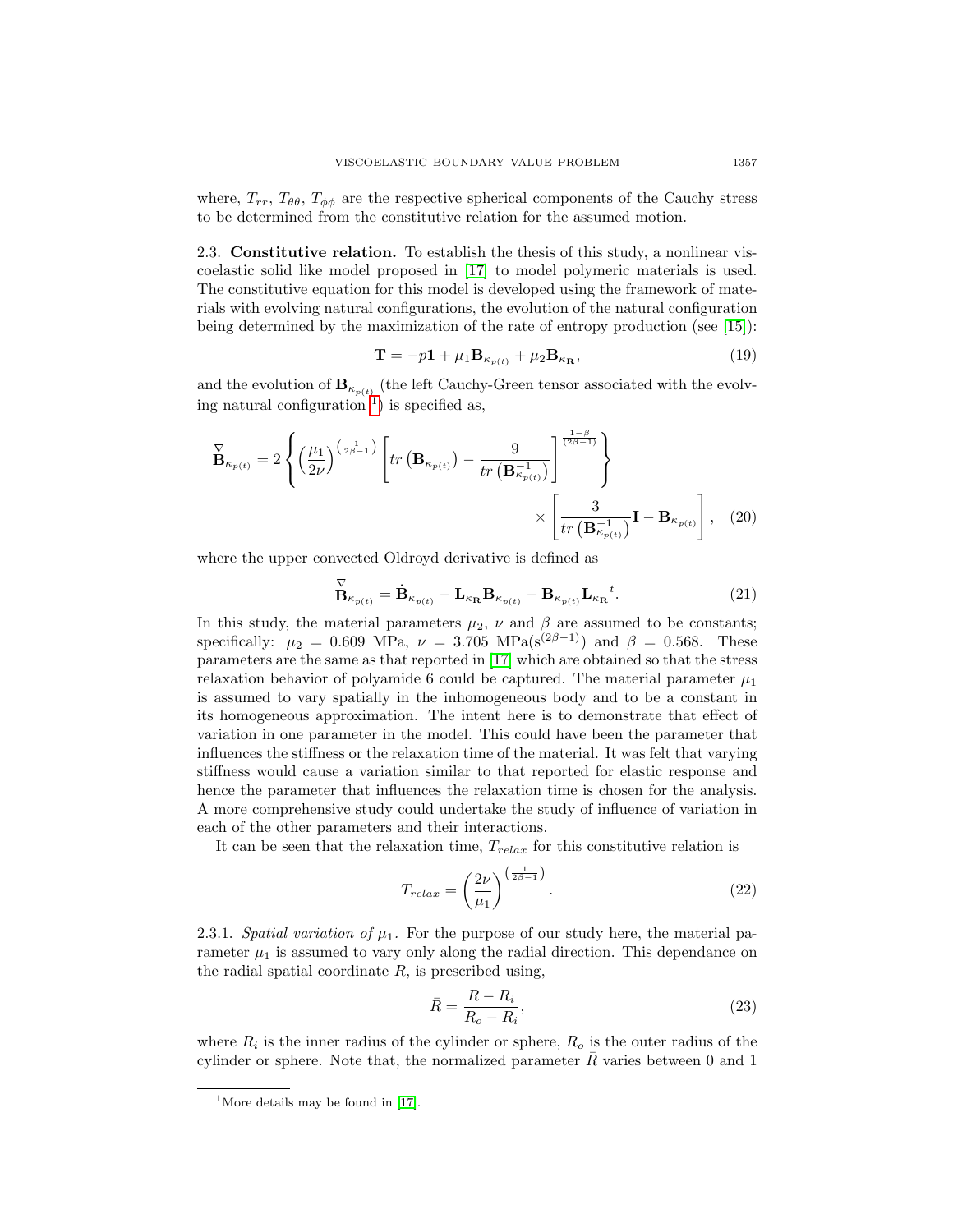where, $T_{rr}$, $T_{\theta\theta}$, $T_{\phi\phi}$ are the respective spherical components of the Cauchy stress to be determined from the constitutive relation for the assumed motion.

2.3. **Constitutive relation.** To establish the thesis of this study, a nonlinear viscoelastic solid like model proposed in [17] to model polymeric materials is used. The constitutive equation for this model is developed using the framework of materials with evolving natural configurations, the evolution of the natural configuration being determined by the maximization of the rate of entropy production (see [15]):

$$\mathbf{T} = -p\mathbf{1} + \mu_1 \mathbf{B}_{\kappa_{p(t)}} + \mu_2 \mathbf{B}_{\kappa_{\mathbf{R}}}, \tag{19}$$

and the evolution of $\mathbf{B}_{\kappa_{p(t)}}$ (the left Cauchy-Green tensor associated with the evolving natural configuration [1]) is specified as,

$$\overset{\nabla}{\mathbf{B}}_{\kappa_{p(t)}} = 2\left\{ \left(\frac{\mu_1}{2\nu}\right)^{\left(\frac{1}{2\beta-1}\right)} \left[ tr\left(\mathbf{B}_{\kappa_{p(t)}}\right) - \frac{9}{tr\left(\mathbf{B}^{-1}_{\kappa_{p(t)}}\right)} \right]^{\frac{1-\beta}{(2\beta-1)}} \right\} \times \left[ \frac{3}{tr\left(\mathbf{B}^{-1}_{\kappa_{p(t)}}\right)}\mathbf{I} - \mathbf{B}_{\kappa_{p(t)}} \right], \tag{20}$$

where the upper convected Oldroyd derivative is defined as

$$\overset{\nabla}{\mathbf{B}}_{\kappa_{p(t)}} = \dot{\mathbf{B}}_{\kappa_{p(t)}} - \mathbf{L}_{\kappa_{\mathbf{R}}} \mathbf{B}_{\kappa_{p(t)}} - \mathbf{B}_{\kappa_{p(t)}} {\mathbf{L}_{\kappa_{\mathbf{R}}}}^t. \tag{21}$$

In this study, the material parameters $\mu_2$, $\nu$ and $\beta$ are assumed to be constants; specifically: $\mu_2 = 0.609$ MPa, $\nu = 3.705$ MPa($\text{s}^{(2\beta-1)}$) and $\beta = 0.568$. These parameters are the same as that reported in [17] which are obtained so that the stress relaxation behavior of polyamide 6 could be captured. The material parameter $\mu_1$ is assumed to vary spatially in the inhomogeneous body and to be a constant in its homogeneous approximation. The intent here is to demonstrate that effect of variation in one parameter in the model. This could have been the parameter that influences the stiffness or the relaxation time of the material. It was felt that varying stiffness would cause a variation similar to that reported for elastic response and hence the parameter that influences the relaxation time is chosen for the analysis. A more comprehensive study could undertake the study of influence of variation in each of the other parameters and their interactions.

It can be seen that the relaxation time, $T_{relax}$ for this constitutive relation is

$$T_{relax} = \left(\frac{2\nu}{\mu_1}\right)^{\left(\frac{1}{2\beta-1}\right)}. \tag{22}$$

2.3.1. *Spatial variation of $\mu_1$.* For the purpose of our study here, the material parameter $\mu_1$ is assumed to vary only along the radial direction. This dependance on the radial spatial coordinate $R$, is prescribed using,

$$\bar{R} = \frac{R - R_i}{R_o - R_i}, \tag{23}$$

where $R_i$ is the inner radius of the cylinder or sphere, $R_o$ is the outer radius of the cylinder or sphere. Note that, the normalized parameter $\bar{R}$ varies between 0 and 1

[1] More details may be found in [17].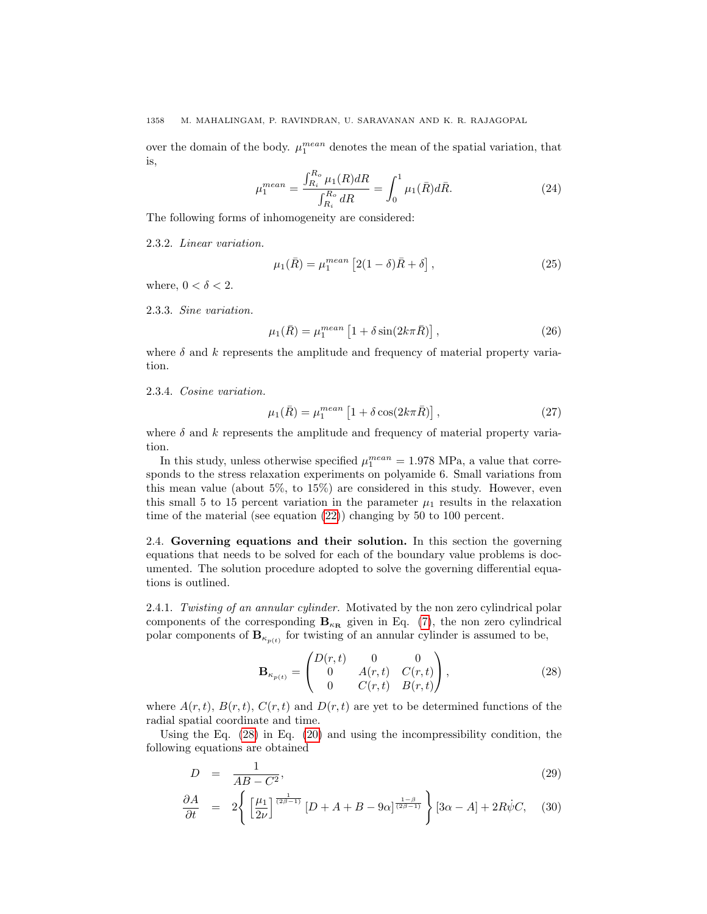over the domain of the body. $\mu_1^{mean}$ denotes the mean of the spatial variation, that is,

$$\mu_1^{mean} = \frac{\int_{R_i}^{R_o} \mu_1(R) dR}{\int_{R_i}^{R_o} dR} = \int_0^1 \mu_1(\bar{R}) d\bar{R}. \tag{24}$$

The following forms of inhomogeneity are considered:

2.3.2. *Linear variation.*

$$\mu_1(\bar{R}) = \mu_1^{mean} \left[ 2(1-\delta)\bar{R} + \delta \right], \tag{25}$$

where, $0 < \delta < 2$.

2.3.3. *Sine variation.*

$$\mu_1(\bar{R}) = \mu_1^{mean} \left[ 1 + \delta \sin(2k\pi\bar{R}) \right], \tag{26}$$

where $\delta$ and $k$ represents the amplitude and frequency of material property variation.

2.3.4. *Cosine variation.*

$$\mu_1(\bar{R}) = \mu_1^{mean} \left[ 1 + \delta \cos(2k\pi\bar{R}) \right], \tag{27}$$

where $\delta$ and $k$ represents the amplitude and frequency of material property variation.

In this study, unless otherwise specified $\mu_1^{mean} = 1.978$ MPa, a value that corresponds to the stress relaxation experiments on polyamide 6. Small variations from this mean value (about 5%, to 15%) are considered in this study. However, even this small 5 to 15 percent variation in the parameter $\mu_1$ results in the relaxation time of the material (see equation (22)) changing by 50 to 100 percent.

2.4. **Governing equations and their solution.** In this section the governing equations that needs to be solved for each of the boundary value problems is documented. The solution procedure adopted to solve the governing differential equations is outlined.

2.4.1. *Twisting of an annular cylinder.* Motivated by the non zero cylindrical polar components of the corresponding $\mathbf{B}_{\kappa_\mathbf{R}}$ given in Eq. (7), the non zero cylindrical polar components of $\mathbf{B}_{\kappa_{p(t)}}$ for twisting of an annular cylinder is assumed to be,

$$\mathbf{B}_{\kappa_{p(t)}} = \begin{pmatrix} D(r,t) & 0 & 0 \\ 0 & A(r,t) & C(r,t) \\ 0 & C(r,t) & B(r,t) \end{pmatrix}, \tag{28}$$

where $A(r,t)$, $B(r,t)$, $C(r,t)$ and $D(r,t)$ are yet to be determined functions of the radial spatial coordinate and time.

Using the Eq. (28) in Eq. (20) and using the incompressibility condition, the following equations are obtained

$$D = \frac{1}{AB - C^2}, \tag{29}$$

$$\frac{\partial A}{\partial t} = 2\left\{ \left[\frac{\mu_1}{2\nu}\right]^{\frac{1}{(2\beta-1)}} \left[D + A + B - 9\alpha\right]^{\frac{1-\beta}{(2\beta-1)}} \right\} \left[3\alpha - A\right] + 2R\dot{\psi}C, \tag{30}$$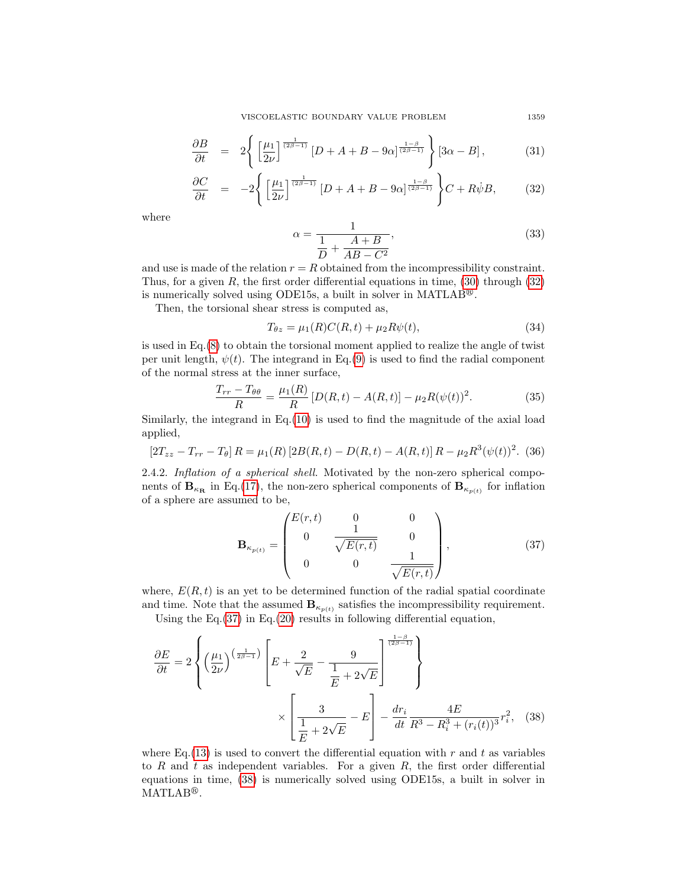$$\frac{\partial B}{\partial t} = 2\left\{ \left[\frac{\mu_1}{2\nu}\right]^{\frac{1}{(2\beta-1)}} \left[D + A + B - 9\alpha\right]^{\frac{1-\beta}{(2\beta-1)}} \right\} \left[3\alpha - B\right], \tag{31}$$

$$\frac{\partial C}{\partial t} = -2\left\{ \left[\frac{\mu_1}{2\nu}\right]^{\frac{1}{(2\beta-1)}} \left[D + A + B - 9\alpha\right]^{\frac{1-\beta}{(2\beta-1)}} \right\} C + R\dot{\psi}B, \tag{32}$$

where

$$\alpha = \frac{1}{\dfrac{1}{D} + \dfrac{A+B}{AB - C^2}}, \tag{33}$$

and use is made of the relation $r = R$ obtained from the incompressibility constraint. Thus, for a given $R$, the first order differential equations in time, (30) through (32) is numerically solved using ODE15s, a built in solver in MATLAB®.

Then, the torsional shear stress is computed as,

$$T_{\theta z} = \mu_1(R)C(R,t) + \mu_2 R\psi(t), \tag{34}$$

is used in Eq.(8) to obtain the torsional moment applied to realize the angle of twist per unit length, $\psi(t)$. The integrand in Eq.(9) is used to find the radial component of the normal stress at the inner surface,

$$\frac{T_{rr} - T_{\theta\theta}}{R} = \frac{\mu_1(R)}{R}\left[D(R,t) - A(R,t)\right] - \mu_2 R(\psi(t))^2. \tag{35}$$

Similarly, the integrand in Eq.(10) is used to find the magnitude of the axial load applied,

$$\left[2T_{zz} - T_{rr} - T_{\theta}\right]R = \mu_1(R)\left[2B(R,t) - D(R,t) - A(R,t)\right]R - \mu_2 R^3(\psi(t))^2. \tag{36}$$

2.4.2. *Inflation of a spherical shell.* Motivated by the non-zero spherical components of $\mathbf{B}_{\kappa_{\mathbf{R}}}$ in Eq.(17), the non-zero spherical components of $\mathbf{B}_{\kappa_{p(t)}}$ for inflation of a sphere are assumed to be,

$$\mathbf{B}_{\kappa_{p(t)}} = \begin{pmatrix} E(r,t) & 0 & 0 \\ 0 & \dfrac{1}{\sqrt{E(r,t)}} & 0 \\ 0 & 0 & \dfrac{1}{\sqrt{E(r,t)}} \end{pmatrix}, \tag{37}$$

where, $E(R,t)$ is an yet to be determined function of the radial spatial coordinate and time. Note that the assumed $\mathbf{B}_{\kappa_{p(t)}}$ satisfies the incompressibility requirement.

Using the Eq.(37) in Eq.(20) results in following differential equation,

$$\frac{\partial E}{\partial t} = 2\left\{ \left(\frac{\mu_1}{2\nu}\right)^{\left(\frac{1}{2\beta-1}\right)} \left[E + \frac{2}{\sqrt{E}} - \frac{9}{\dfrac{1}{E} + 2\sqrt{E}}\right]^{\frac{1-\beta}{(2\beta-1)}} \right\} \times \left[\frac{3}{\dfrac{1}{E} + 2\sqrt{E}} - E\right] - \frac{dr_i}{dt}\frac{4E}{R^3 - R_i^3 + (r_i(t))^3} r_i^2, \tag{38}$$

where Eq.(13) is used to convert the differential equation with $r$ and $t$ as variables to $R$ and $t$ as independent variables. For a given $R$, the first order differential equations in time, (38) is numerically solved using ODE15s, a built in solver in MATLAB®.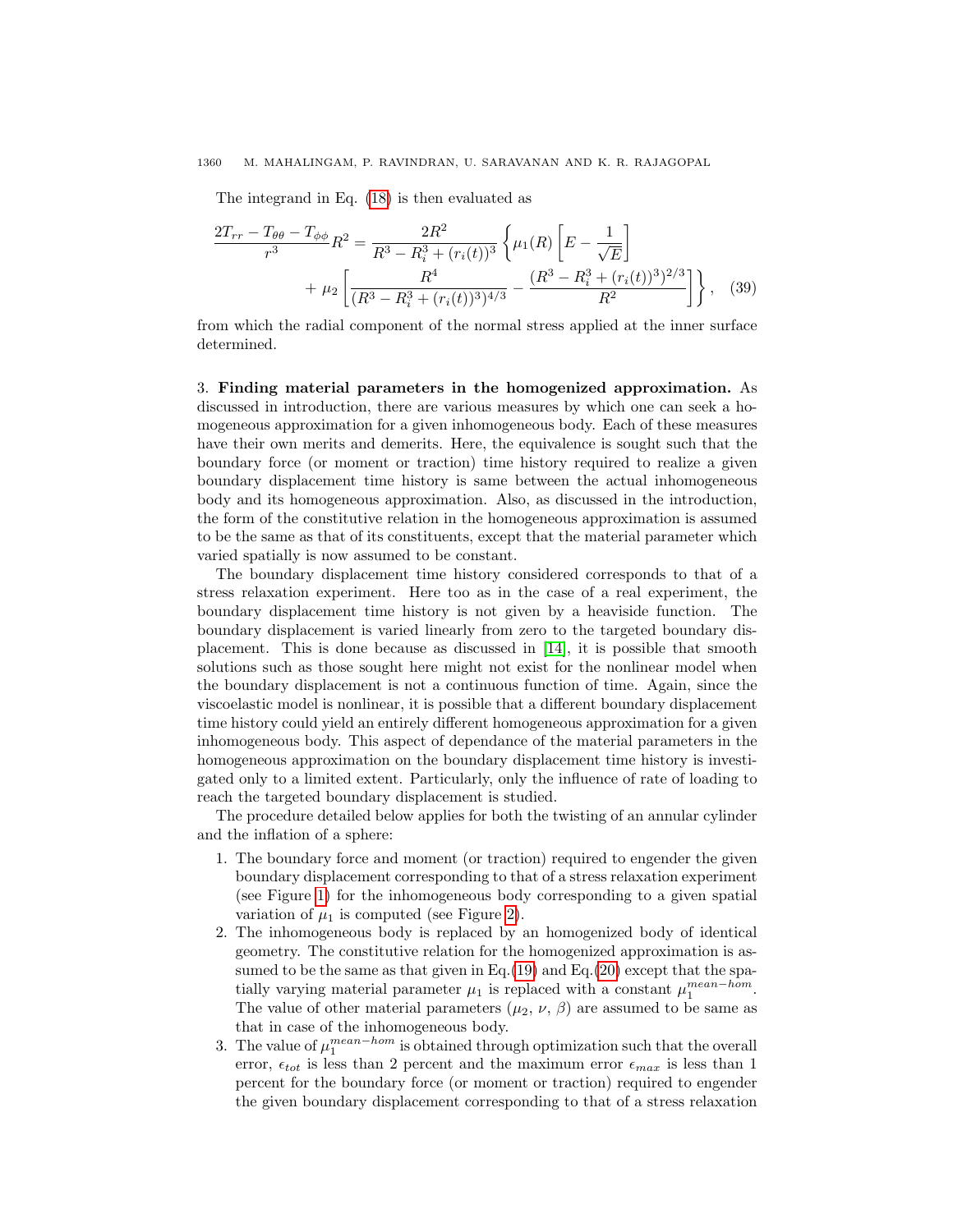The integrand in Eq. (18) is then evaluated as

$$\frac{2T_{rr} - T_{\theta\theta} - T_{\phi\phi}}{r^3} R^2 = \frac{2R^2}{R^3 - R_i^3 + (r_i(t))^3} \left\{ \mu_1(R) \left[ E - \frac{1}{\sqrt{E}} \right] + \mu_2 \left[ \frac{R^4}{(R^3 - R_i^3 + (r_i(t))^3)^{4/3}} - \frac{(R^3 - R_i^3 + (r_i(t))^3)^{2/3}}{R^2} \right] \right\}, \quad (39)$$

from which the radial component of the normal stress applied at the inner surface determined.

3. **Finding material parameters in the homogenized approximation.** As discussed in introduction, there are various measures by which one can seek a homogeneous approximation for a given inhomogeneous body. Each of these measures have their own merits and demerits. Here, the equivalence is sought such that the boundary force (or moment or traction) time history required to realize a given boundary displacement time history is same between the actual inhomogeneous body and its homogeneous approximation. Also, as discussed in the introduction, the form of the constitutive relation in the homogeneous approximation is assumed to be the same as that of its constituents, except that the material parameter which varied spatially is now assumed to be constant.

The boundary displacement time history considered corresponds to that of a stress relaxation experiment. Here too as in the case of a real experiment, the boundary displacement time history is not given by a heaviside function. The boundary displacement is varied linearly from zero to the targeted boundary displacement. This is done because as discussed in [14], it is possible that smooth solutions such as those sought here might not exist for the nonlinear model when the boundary displacement is not a continuous function of time. Again, since the viscoelastic model is nonlinear, it is possible that a different boundary displacement time history could yield an entirely different homogeneous approximation for a given inhomogeneous body. This aspect of dependance of the material parameters in the homogeneous approximation on the boundary displacement time history is investigated only to a limited extent. Particularly, only the influence of rate of loading to reach the targeted boundary displacement is studied.

The procedure detailed below applies for both the twisting of an annular cylinder and the inflation of a sphere:

1. The boundary force and moment (or traction) required to engender the given boundary displacement corresponding to that of a stress relaxation experiment (see Figure 1) for the inhomogeneous body corresponding to a given spatial variation of $\mu_1$ is computed (see Figure 2).
2. The inhomogeneous body is replaced by an homogenized body of identical geometry. The constitutive relation for the homogenized approximation is assumed to be the same as that given in Eq.(19) and Eq.(20) except that the spatially varying material parameter $\mu_1$ is replaced with a constant $\mu_1^{mean-hom}$. The value of other material parameters ($\mu_2$, $\nu$, $\beta$) are assumed to be same as that in case of the inhomogeneous body.
3. The value of $\mu_1^{mean-hom}$ is obtained through optimization such that the overall error, $\epsilon_{tot}$ is less than 2 percent and the maximum error $\epsilon_{max}$ is less than 1 percent for the boundary force (or moment or traction) required to engender the given boundary displacement corresponding to that of a stress relaxation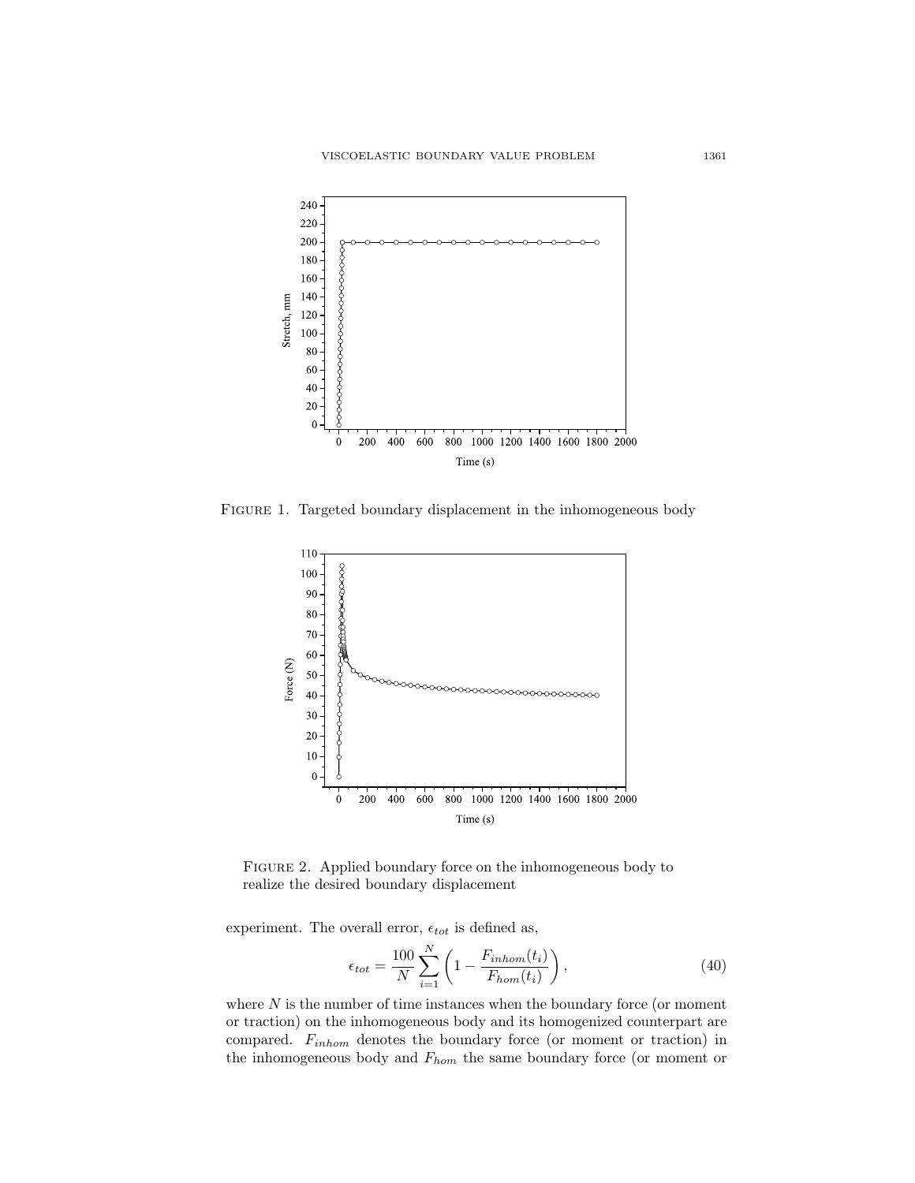FIGURE 1. Targeted boundary displacement in the inhomogeneous body

FIGURE 2. Applied boundary force on the inhomogeneous body to realize the desired boundary displacement

experiment. The overall error, $\epsilon_{tot}$ is defined as,

$$\epsilon_{tot} = \frac{100}{N} \sum_{i=1}^{N} \left( 1 - \frac{F_{inhom}(t_i)}{F_{hom}(t_i)} \right), \tag{40}$$

where $N$ is the number of time instances when the boundary force (or moment or traction) on the inhomogeneous body and its homogenized counterpart are compared. $F_{inhom}$ denotes the boundary force (or moment or traction) in the inhomogeneous body and $F_{hom}$ the same boundary force (or moment or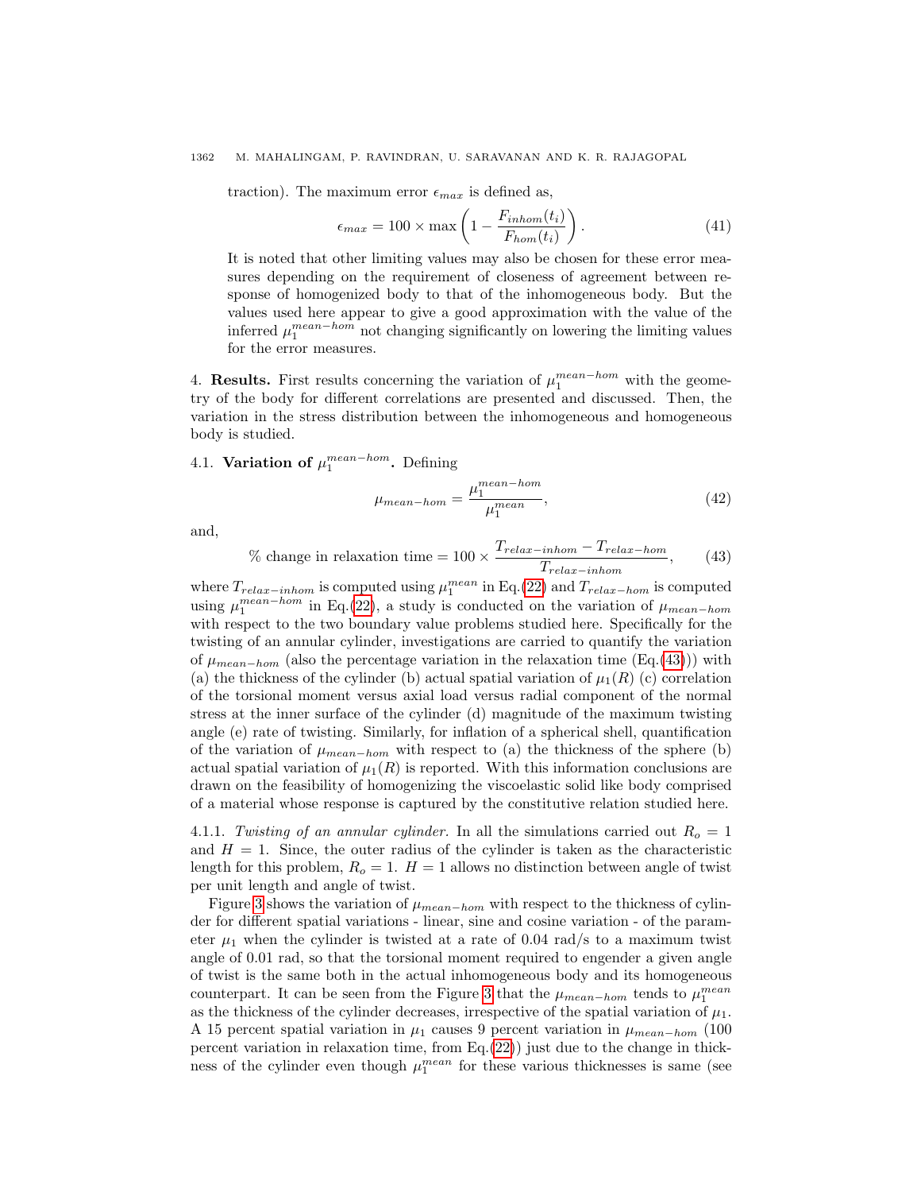traction). The maximum error $\epsilon_{max}$ is defined as,

$$\epsilon_{max} = 100 \times \max\left(1 - \frac{F_{inhom}(t_i)}{F_{hom}(t_i)}\right). \tag{41}$$

It is noted that other limiting values may also be chosen for these error measures depending on the requirement of closeness of agreement between response of homogenized body to that of the inhomogeneous body. But the values used here appear to give a good approximation with the value of the inferred $\mu_1^{mean-hom}$ not changing significantly on lowering the limiting values for the error measures.

## 4. **Results.**

First results concerning the variation of $\mu_1^{mean-hom}$ with the geometry of the body for different correlations are presented and discussed. Then, the variation in the stress distribution between the inhomogeneous and homogeneous body is studied.

### 4.1. **Variation of $\mu_1^{mean-hom}$.**

Defining

$$\mu_{mean-hom} = \frac{\mu_1^{mean-hom}}{\mu_1^{mean}}, \tag{42}$$

and,

$$\% \text{ change in relaxation time} = 100 \times \frac{T_{relax-inhom} - T_{relax-hom}}{T_{relax-inhom}}, \tag{43}$$

where $T_{relax-inhom}$ is computed using $\mu_1^{mean}$ in Eq.(22) and $T_{relax-hom}$ is computed using $\mu_1^{mean-hom}$ in Eq.(22), a study is conducted on the variation of $\mu_{mean-hom}$ with respect to the two boundary value problems studied here. Specifically for the twisting of an annular cylinder, investigations are carried to quantify the variation of $\mu_{mean-hom}$ (also the percentage variation in the relaxation time (Eq.(43))) with (a) the thickness of the cylinder (b) actual spatial variation of $\mu_1(R)$ (c) correlation of the torsional moment versus axial load versus radial component of the normal stress at the inner surface of the cylinder (d) magnitude of the maximum twisting angle (e) rate of twisting. Similarly, for inflation of a spherical shell, quantification of the variation of $\mu_{mean-hom}$ with respect to (a) the thickness of the sphere (b) actual spatial variation of $\mu_1(R)$ is reported. With this information conclusions are drawn on the feasibility of homogenizing the viscoelastic solid like body comprised of a material whose response is captured by the constitutive relation studied here.

#### 4.1.1. *Twisting of an annular cylinder.*

In all the simulations carried out $R_o = 1$ and $H = 1$. Since, the outer radius of the cylinder is taken as the characteristic length for this problem, $R_o = 1$. $H = 1$ allows no distinction between angle of twist per unit length and angle of twist.

Figure 3 shows the variation of $\mu_{mean-hom}$ with respect to the thickness of cylinder for different spatial variations - linear, sine and cosine variation - of the parameter $\mu_1$ when the cylinder is twisted at a rate of 0.04 rad/s to a maximum twist angle of 0.01 rad, so that the torsional moment required to engender a given angle of twist is the same both in the actual inhomogeneous body and its homogeneous counterpart. It can be seen from the Figure 3 that the $\mu_{mean-hom}$ tends to $\mu_1^{mean}$ as the thickness of the cylinder decreases, irrespective of the spatial variation of $\mu_1$. A 15 percent spatial variation in $\mu_1$ causes 9 percent variation in $\mu_{mean-hom}$ (100 percent variation in relaxation time, from Eq.(22)) just due to the change in thickness of the cylinder even though $\mu_1^{mean}$ for these various thicknesses is same (see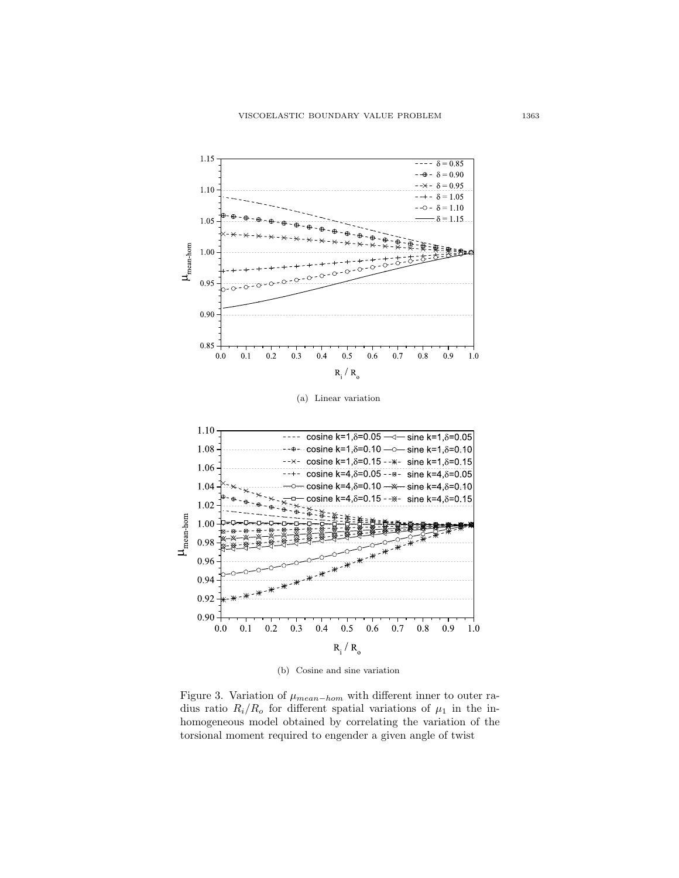(a) Linear variation

(b) Cosine and sine variation

Figure 3. Variation of $\mu_{mean-hom}$ with different inner to outer radius ratio $R_i/R_o$ for different spatial variations of $\mu_1$ in the inhomogeneous model obtained by correlating the variation of the torsional moment required to engender a given angle of twist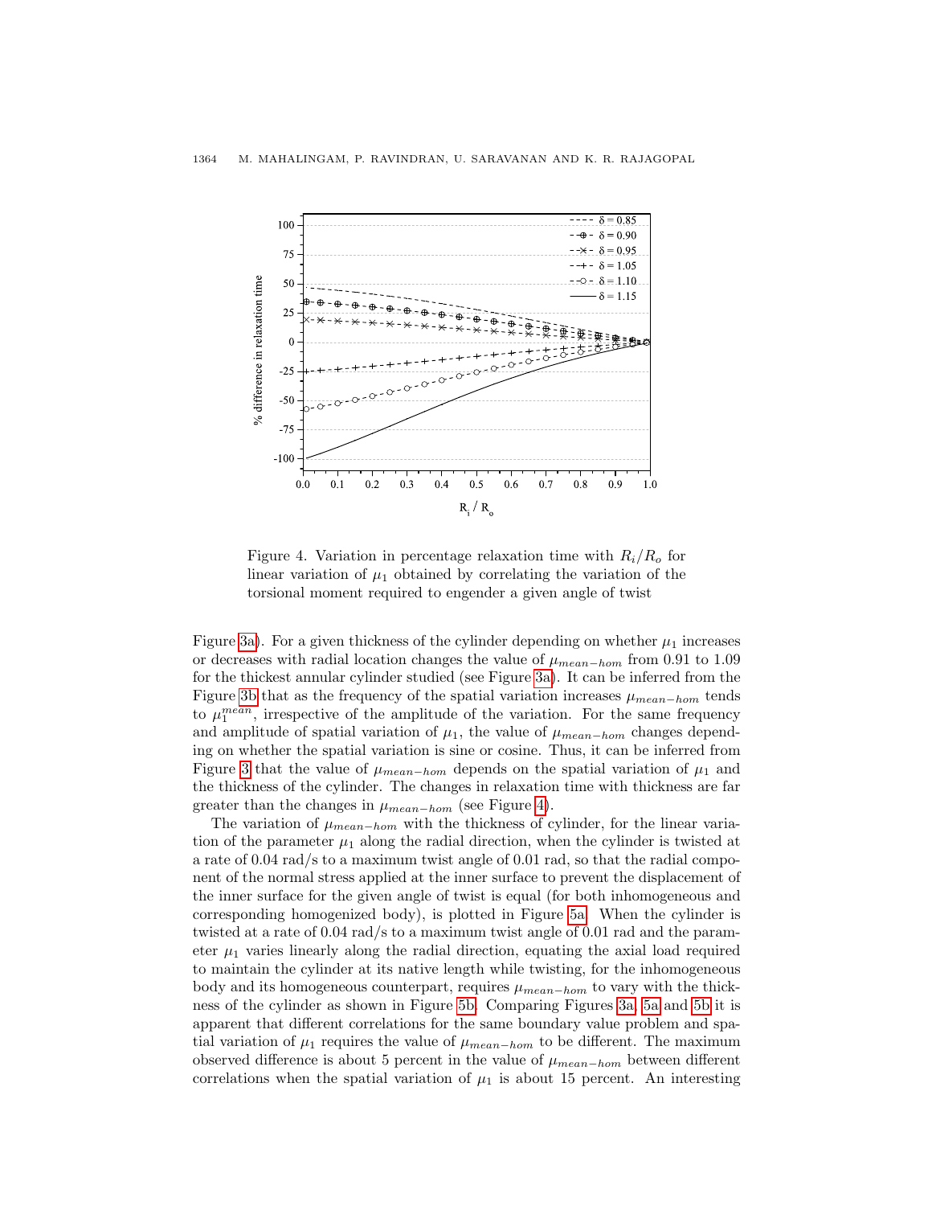Figure 4. Variation in percentage relaxation time with $R_i/R_o$ for linear variation of $\mu_1$ obtained by correlating the variation of the torsional moment required to engender a given angle of twist

Figure 3a). For a given thickness of the cylinder depending on whether $\mu_1$ increases or decreases with radial location changes the value of $\mu_{mean-hom}$ from 0.91 to 1.09 for the thickest annular cylinder studied (see Figure 3a). It can be inferred from the Figure 3b that as the frequency of the spatial variation increases $\mu_{mean-hom}$ tends to $\mu_1^{mean}$, irrespective of the amplitude of the variation. For the same frequency and amplitude of spatial variation of $\mu_1$, the value of $\mu_{mean-hom}$ changes depending on whether the spatial variation is sine or cosine. Thus, it can be inferred from Figure 3 that the value of $\mu_{mean-hom}$ depends on the spatial variation of $\mu_1$ and the thickness of the cylinder. The changes in relaxation time with thickness are far greater than the changes in $\mu_{mean-hom}$ (see Figure 4).

The variation of $\mu_{mean-hom}$ with the thickness of cylinder, for the linear variation of the parameter $\mu_1$ along the radial direction, when the cylinder is twisted at a rate of 0.04 rad/s to a maximum twist angle of 0.01 rad, so that the radial component of the normal stress applied at the inner surface to prevent the displacement of the inner surface for the given angle of twist is equal (for both inhomogeneous and corresponding homogenized body), is plotted in Figure 5a. When the cylinder is twisted at a rate of 0.04 rad/s to a maximum twist angle of 0.01 rad and the parameter $\mu_1$ varies linearly along the radial direction, equating the axial load required to maintain the cylinder at its native length while twisting, for the inhomogeneous body and its homogeneous counterpart, requires $\mu_{mean-hom}$ to vary with the thickness of the cylinder as shown in Figure 5b. Comparing Figures 3a, 5a and 5b it is apparent that different correlations for the same boundary value problem and spatial variation of $\mu_1$ requires the value of $\mu_{mean-hom}$ to be different. The maximum observed difference is about 5 percent in the value of $\mu_{mean-hom}$ between different correlations when the spatial variation of $\mu_1$ is about 15 percent. An interesting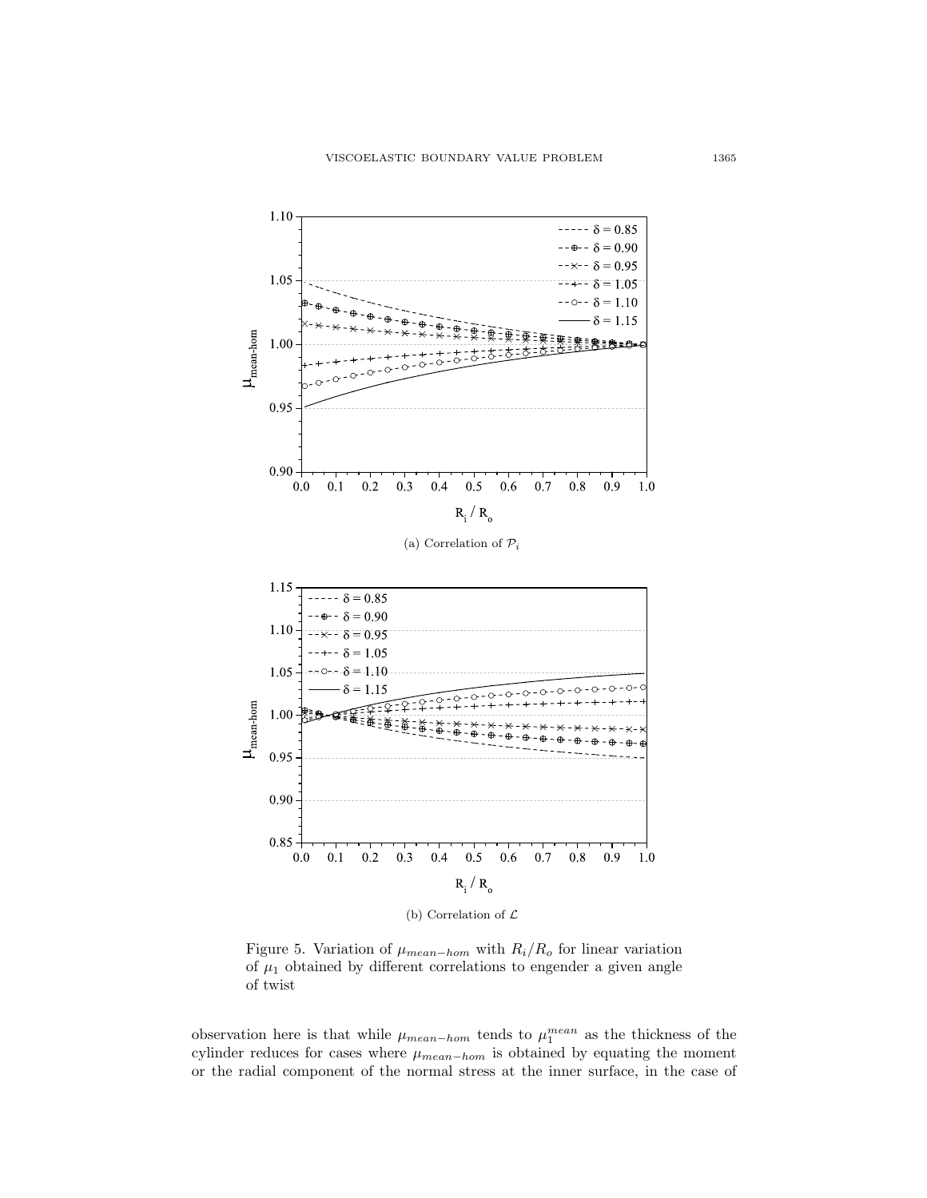(a) Correlation of $\mathcal{P}_i$

(b) Correlation of $\mathcal{L}$

Figure 5. Variation of $\mu_{mean-hom}$ with $R_i/R_o$ for linear variation of $\mu_1$ obtained by different correlations to engender a given angle of twist

observation here is that while $\mu_{mean-hom}$ tends to $\mu_1^{mean}$ as the thickness of the cylinder reduces for cases where $\mu_{mean-hom}$ is obtained by equating the moment or the radial component of the normal stress at the inner surface, in the case of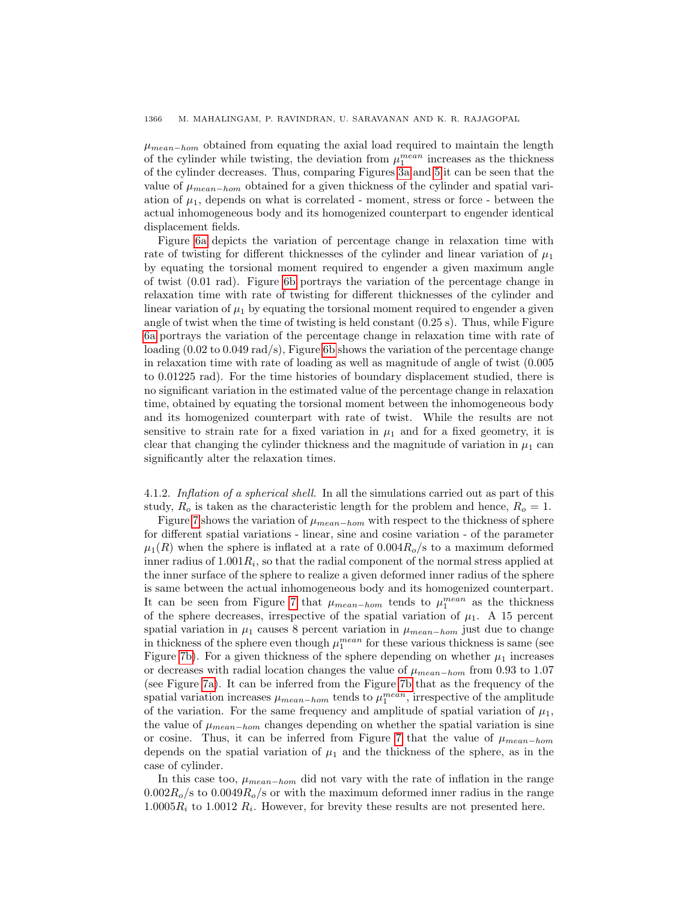$\mu_{mean-hom}$ obtained from equating the axial load required to maintain the length of the cylinder while twisting, the deviation from $\mu_1^{mean}$ increases as the thickness of the cylinder decreases. Thus, comparing Figures 3a and 5 it can be seen that the value of $\mu_{mean-hom}$ obtained for a given thickness of the cylinder and spatial variation of $\mu_1$, depends on what is correlated - moment, stress or force - between the actual inhomogeneous body and its homogenized counterpart to engender identical displacement fields.

Figure 6a depicts the variation of percentage change in relaxation time with rate of twisting for different thicknesses of the cylinder and linear variation of $\mu_1$ by equating the torsional moment required to engender a given maximum angle of twist (0.01 rad). Figure 6b portrays the variation of the percentage change in relaxation time with rate of twisting for different thicknesses of the cylinder and linear variation of $\mu_1$ by equating the torsional moment required to engender a given angle of twist when the time of twisting is held constant (0.25 s). Thus, while Figure 6a portrays the variation of the percentage change in relaxation time with rate of loading (0.02 to 0.049 rad/s), Figure 6b shows the variation of the percentage change in relaxation time with rate of loading as well as magnitude of angle of twist (0.005 to 0.01225 rad). For the time histories of boundary displacement studied, there is no significant variation in the estimated value of the percentage change in relaxation time, obtained by equating the torsional moment between the inhomogeneous body and its homogenized counterpart with rate of twist. While the results are not sensitive to strain rate for a fixed variation in $\mu_1$ and for a fixed geometry, it is clear that changing the cylinder thickness and the magnitude of variation in $\mu_1$ can significantly alter the relaxation times.

4.1.2. *Inflation of a spherical shell.* In all the simulations carried out as part of this study, $R_o$ is taken as the characteristic length for the problem and hence, $R_o = 1$.

Figure 7 shows the variation of $\mu_{mean-hom}$ with respect to the thickness of sphere for different spatial variations - linear, sine and cosine variation - of the parameter $\mu_1(R)$ when the sphere is inflated at a rate of $0.004R_o$/s to a maximum deformed inner radius of $1.001R_i$, so that the radial component of the normal stress applied at the inner surface of the sphere to realize a given deformed inner radius of the sphere is same between the actual inhomogeneous body and its homogenized counterpart. It can be seen from Figure 7 that $\mu_{mean-hom}$ tends to $\mu_1^{mean}$ as the thickness of the sphere decreases, irrespective of the spatial variation of $\mu_1$. A 15 percent spatial variation in $\mu_1$ causes 8 percent variation in $\mu_{mean-hom}$ just due to change in thickness of the sphere even though $\mu_1^{mean}$ for these various thickness is same (see Figure 7b). For a given thickness of the sphere depending on whether $\mu_1$ increases or decreases with radial location changes the value of $\mu_{mean-hom}$ from 0.93 to 1.07 (see Figure 7a). It can be inferred from the Figure 7b that as the frequency of the spatial variation increases $\mu_{mean-hom}$ tends to $\mu_1^{mean}$, irrespective of the amplitude of the variation. For the same frequency and amplitude of spatial variation of $\mu_1$, the value of $\mu_{mean-hom}$ changes depending on whether the spatial variation is sine or cosine. Thus, it can be inferred from Figure 7 that the value of $\mu_{mean-hom}$ depends on the spatial variation of $\mu_1$ and the thickness of the sphere, as in the case of cylinder.

In this case too, $\mu_{mean-hom}$ did not vary with the rate of inflation in the range $0.002R_o$/s to $0.0049R_o$/s or with the maximum deformed inner radius in the range $1.0005R_i$ to $1.0012\ R_i$. However, for brevity these results are not presented here.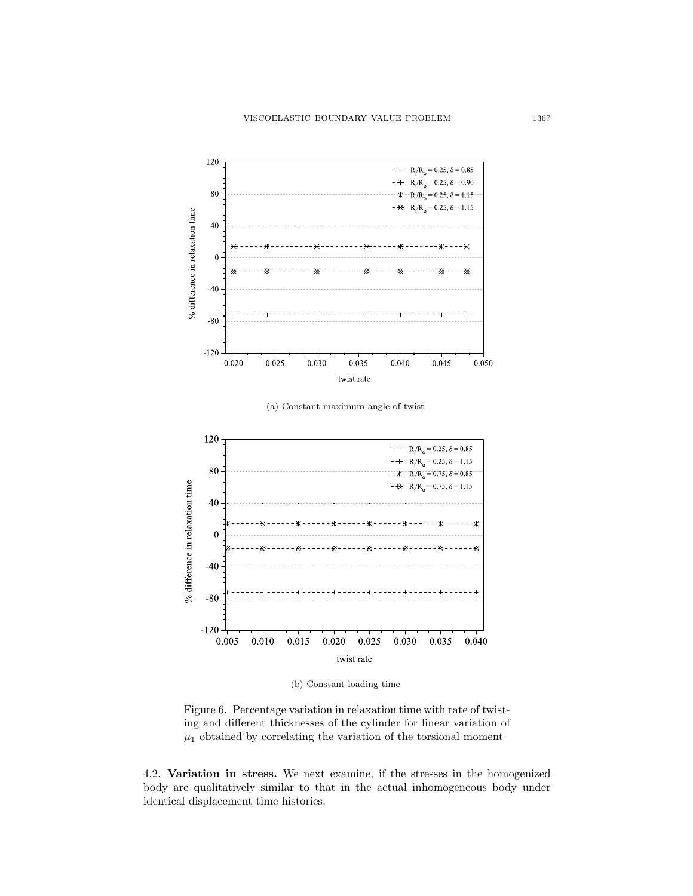(a) Constant maximum angle of twist

(b) Constant loading time

Figure 6. Percentage variation in relaxation time with rate of twisting and different thicknesses of the cylinder for linear variation of $\mu_1$ obtained by correlating the variation of the torsional moment

4.2. **Variation in stress.** We next examine, if the stresses in the homogenized body are qualitatively similar to that in the actual inhomogeneous body under identical displacement time histories.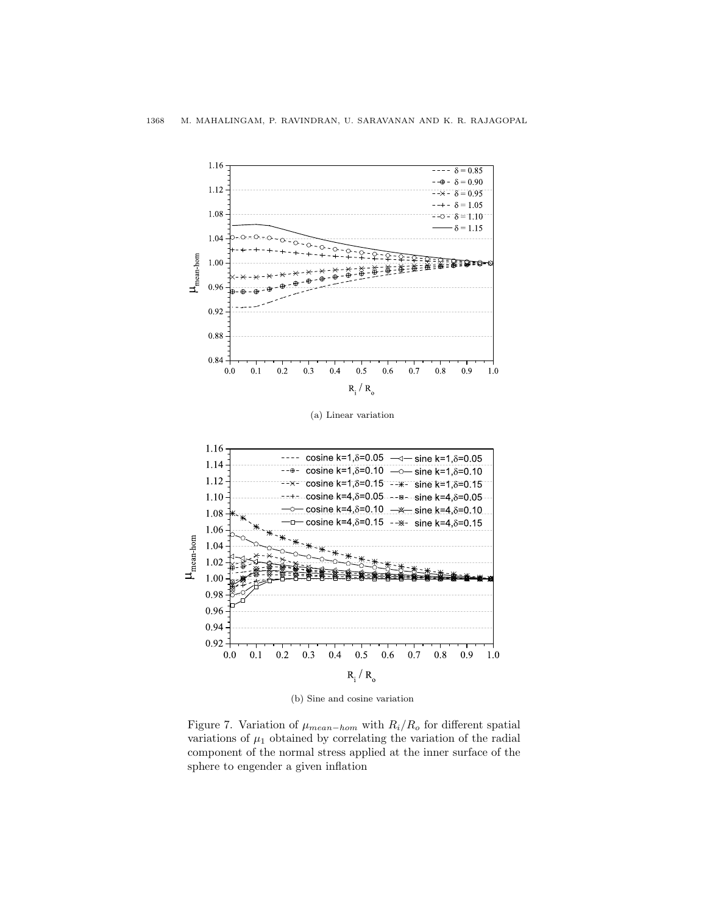(a) Linear variation

(b) Sine and cosine variation

Figure 7. Variation of $\mu_{mean-hom}$ with $R_i/R_o$ for different spatial variations of $\mu_1$ obtained by correlating the variation of the radial component of the normal stress applied at the inner surface of the sphere to engender a given inflation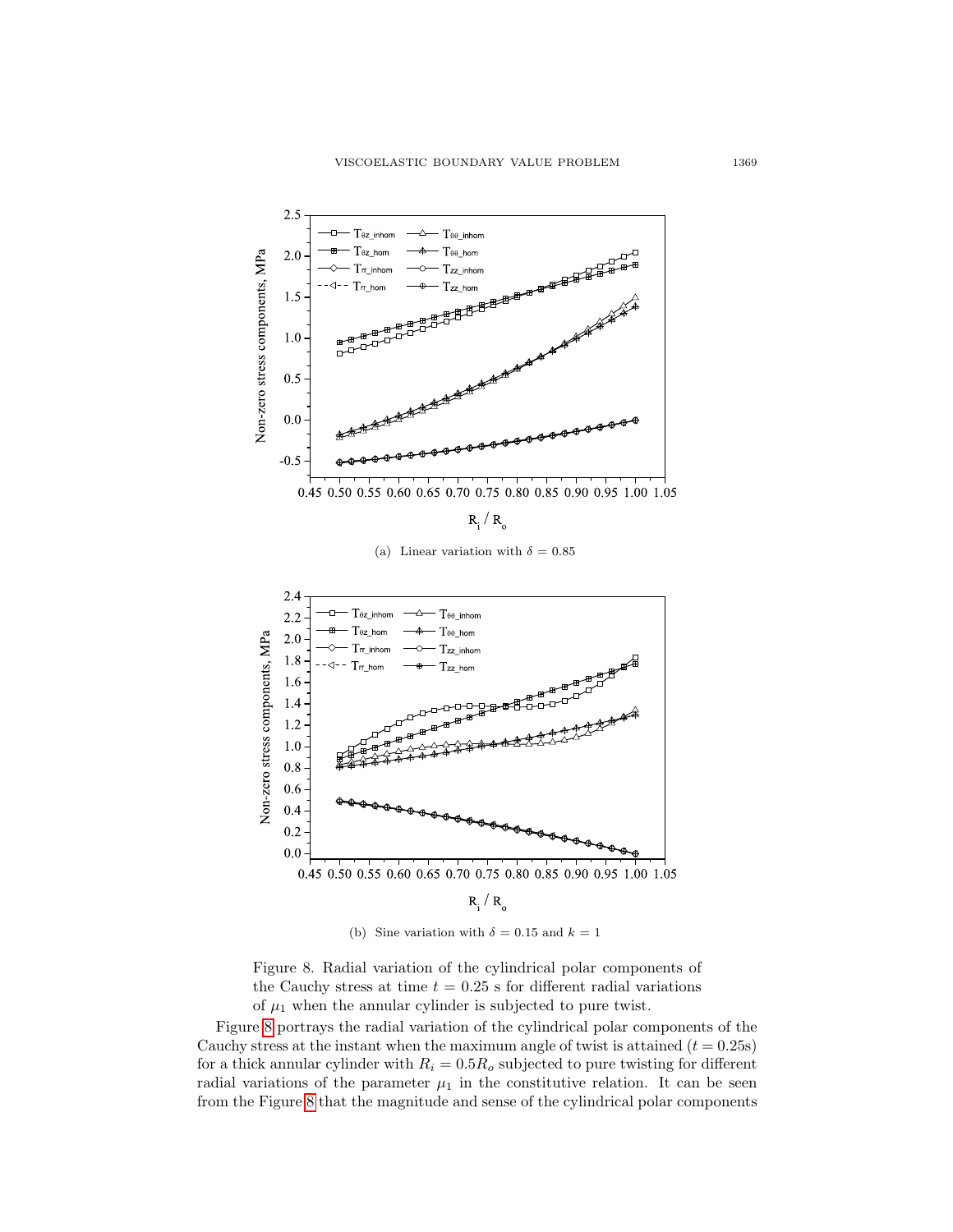(a) Linear variation with $\delta = 0.85$

(b) Sine variation with $\delta = 0.15$ and $k = 1$

Figure 8. Radial variation of the cylindrical polar components of the Cauchy stress at time $t = 0.25$ s for different radial variations of $\mu_1$ when the annular cylinder is subjected to pure twist.

Figure 8 portrays the radial variation of the cylindrical polar components of the Cauchy stress at the instant when the maximum angle of twist is attained ($t = 0.25$s) for a thick annular cylinder with $R_i = 0.5R_o$ subjected to pure twisting for different radial variations of the parameter $\mu_1$ in the constitutive relation. It can be seen from the Figure 8 that the magnitude and sense of the cylindrical polar components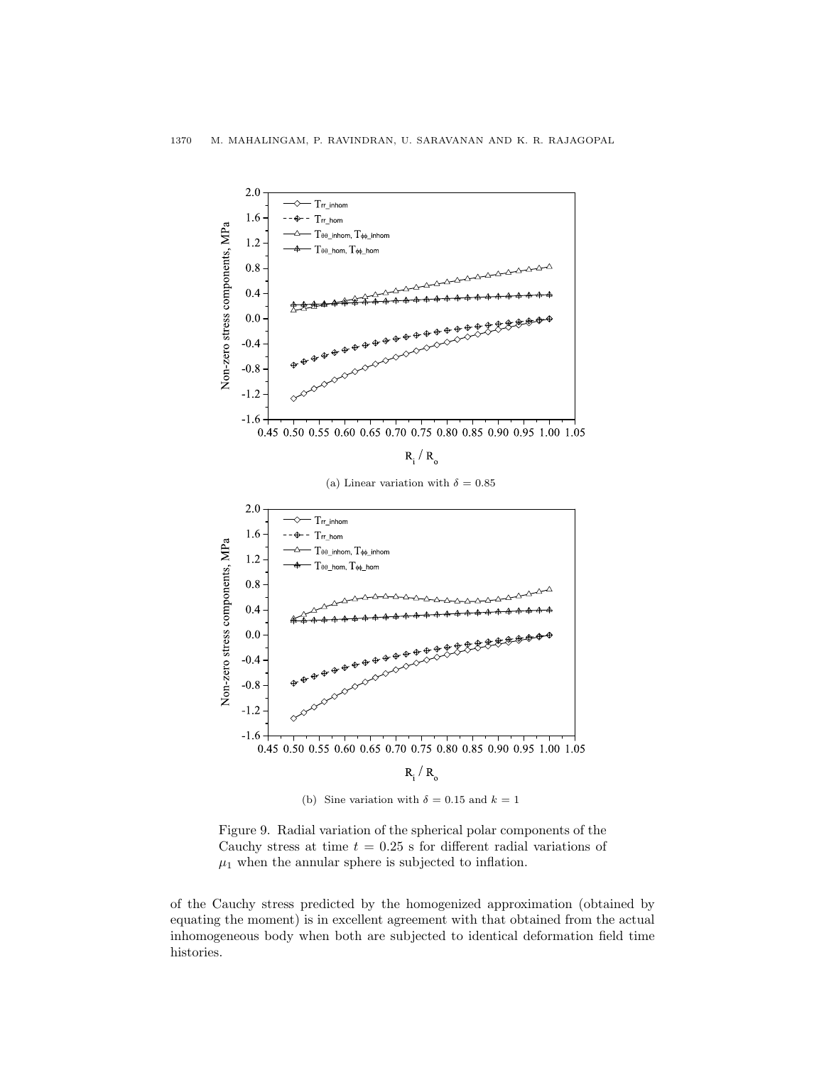(a) Linear variation with $\delta = 0.85$

(b) Sine variation with $\delta = 0.15$ and $k = 1$

Figure 9. Radial variation of the spherical polar components of the Cauchy stress at time $t = 0.25$ s for different radial variations of $\mu_1$ when the annular sphere is subjected to inflation.

of the Cauchy stress predicted by the homogenized approximation (obtained by equating the moment) is in excellent agreement with that obtained from the actual inhomogeneous body when both are subjected to identical deformation field time histories.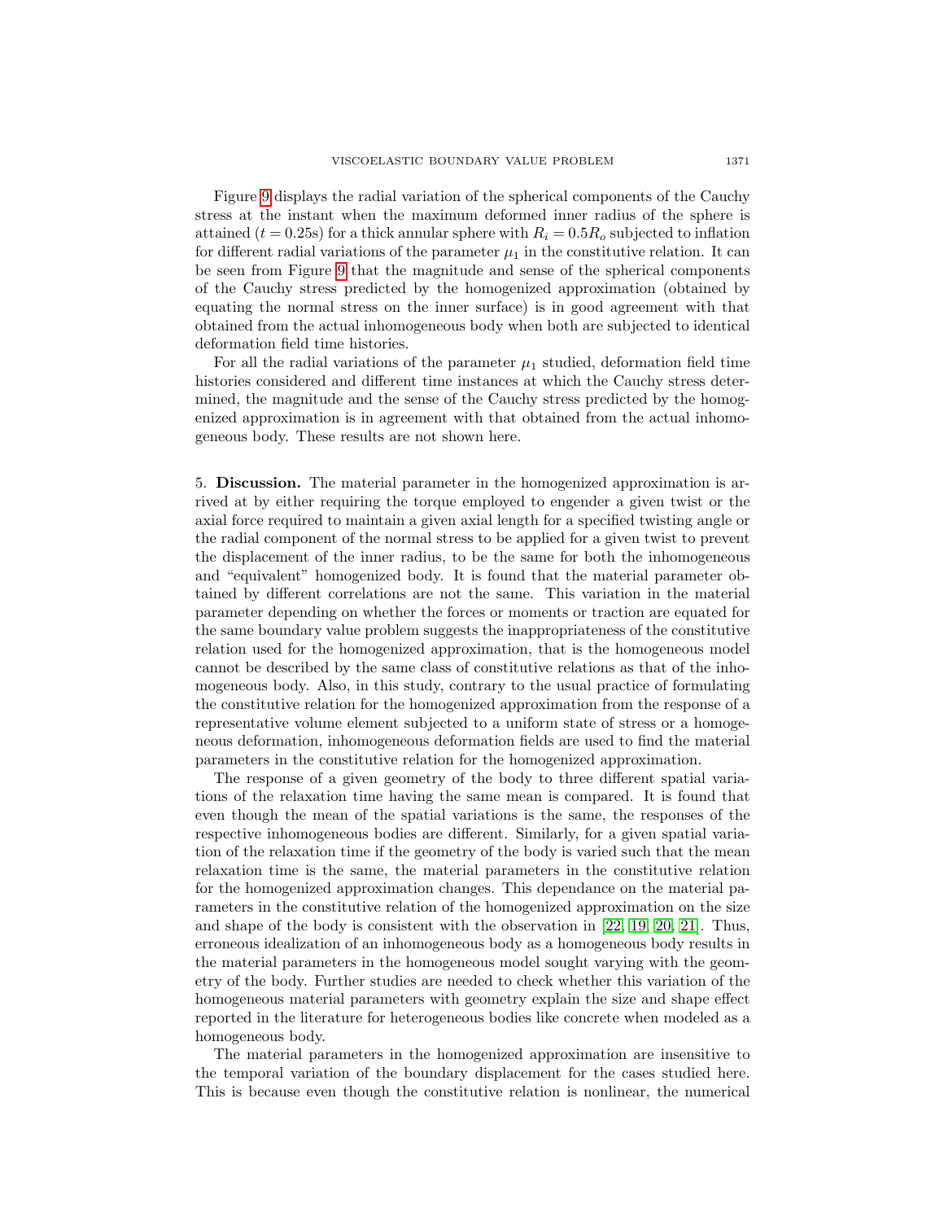Figure 9 displays the radial variation of the spherical components of the Cauchy stress at the instant when the maximum deformed inner radius of the sphere is attained ($t = 0.25$s) for a thick annular sphere with $R_i = 0.5R_o$ subjected to inflation for different radial variations of the parameter $\mu_1$ in the constitutive relation. It can be seen from Figure 9 that the magnitude and sense of the spherical components of the Cauchy stress predicted by the homogenized approximation (obtained by equating the normal stress on the inner surface) is in good agreement with that obtained from the actual inhomogeneous body when both are subjected to identical deformation field time histories.

For all the radial variations of the parameter $\mu_1$ studied, deformation field time histories considered and different time instances at which the Cauchy stress determined, the magnitude and the sense of the Cauchy stress predicted by the homogenized approximation is in agreement with that obtained from the actual inhomogeneous body. These results are not shown here.

## 5. **Discussion.**

The material parameter in the homogenized approximation is arrived at by either requiring the torque employed to engender a given twist or the axial force required to maintain a given axial length for a specified twisting angle or the radial component of the normal stress to be applied for a given twist to prevent the displacement of the inner radius, to be the same for both the inhomogeneous and "equivalent" homogenized body. It is found that the material parameter obtained by different correlations are not the same. This variation in the material parameter depending on whether the forces or moments or traction are equated for the same boundary value problem suggests the inappropriateness of the constitutive relation used for the homogenized approximation, that is the homogeneous model cannot be described by the same class of constitutive relations as that of the inhomogeneous body. Also, in this study, contrary to the usual practice of formulating the constitutive relation for the homogenized approximation from the response of a representative volume element subjected to a uniform state of stress or a homogeneous deformation, inhomogeneous deformation fields are used to find the material parameters in the constitutive relation for the homogenized approximation.

The response of a given geometry of the body to three different spatial variations of the relaxation time having the same mean is compared. It is found that even though the mean of the spatial variations is the same, the responses of the respective inhomogeneous bodies are different. Similarly, for a given spatial variation of the relaxation time if the geometry of the body is varied such that the mean relaxation time is the same, the material parameters in the constitutive relation for the homogenized approximation changes. This dependance on the material parameters in the constitutive relation of the homogenized approximation on the size and shape of the body is consistent with the observation in [22, 19, 20, 21]. Thus, erroneous idealization of an inhomogeneous body as a homogeneous body results in the material parameters in the homogeneous model sought varying with the geometry of the body. Further studies are needed to check whether this variation of the homogeneous material parameters with geometry explain the size and shape effect reported in the literature for heterogeneous bodies like concrete when modeled as a homogeneous body.

The material parameters in the homogenized approximation are insensitive to the temporal variation of the boundary displacement for the cases studied here. This is because even though the constitutive relation is nonlinear, the numerical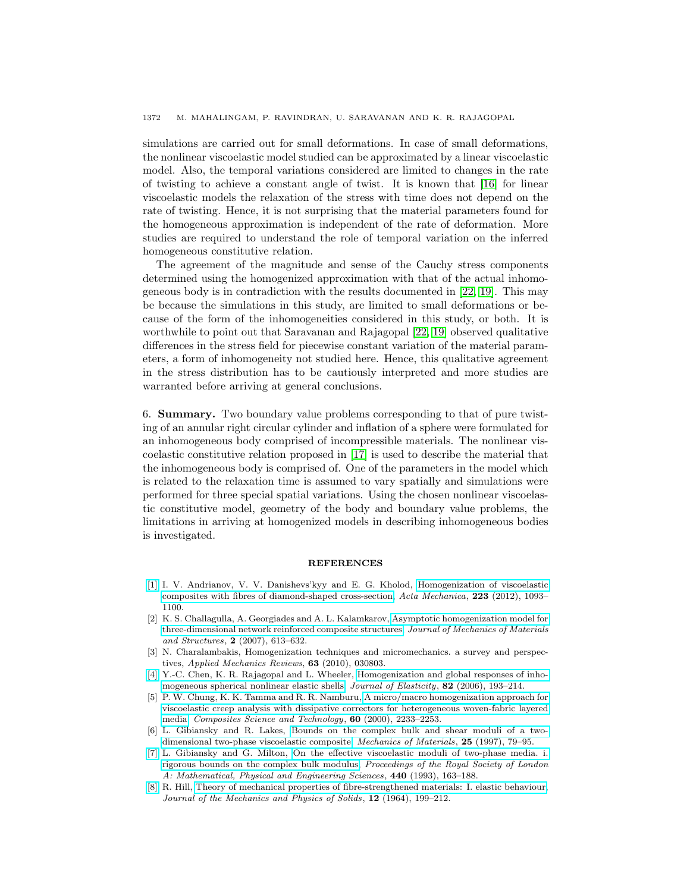simulations are carried out for small deformations. In case of small deformations, the nonlinear viscoelastic model studied can be approximated by a linear viscoelastic model. Also, the temporal variations considered are limited to changes in the rate of twisting to achieve a constant angle of twist. It is known that [16] for linear viscoelastic models the relaxation of the stress with time does not depend on the rate of twisting. Hence, it is not surprising that the material parameters found for the homogeneous approximation is independent of the rate of deformation. More studies are required to understand the role of temporal variation on the inferred homogeneous constitutive relation.

The agreement of the magnitude and sense of the Cauchy stress components determined using the homogenized approximation with that of the actual inhomogeneous body is in contradiction with the results documented in [22, 19]. This may be because the simulations in this study, are limited to small deformations or because of the form of the inhomogeneities considered in this study, or both. It is worthwhile to point out that Saravanan and Rajagopal [22, 19] observed qualitative differences in the stress field for piecewise constant variation of the material parameters, a form of inhomogeneity not studied here. Hence, this qualitative agreement in the stress distribution has to be cautiously interpreted and more studies are warranted before arriving at general conclusions.

## 6. Summary.

Two boundary value problems corresponding to that of pure twisting of an annular right circular cylinder and inflation of a sphere were formulated for an inhomogeneous body comprised of incompressible materials. The nonlinear viscoelastic constitutive relation proposed in [17] is used to describe the material that the inhomogeneous body is comprised of. One of the parameters in the model which is related to the relaxation time is assumed to vary spatially and simulations were performed for three special spatial variations. Using the chosen nonlinear viscoelastic constitutive model, geometry of the body and boundary value problems, the limitations in arriving at homogenized models in describing inhomogeneous bodies is investigated.

## REFERENCES

[1] I. V. Andrianov, V. V. Danishevs'kyy and E. G. Kholod, Homogenization of viscoelastic composites with fibres of diamond-shaped cross-section, *Acta Mechanica*, **223** (2012), 1093–1100.

[2] K. S. Challagulla, A. Georgiades and A. L. Kalamkarov, Asymptotic homogenization model for three-dimensional network reinforced composite structures, *Journal of Mechanics of Materials and Structures*, **2** (2007), 613–632.

[3] N. Charalambakis, Homogenization techniques and micromechanics. a survey and perspectives, *Applied Mechanics Reviews*, **63** (2010), 030803.

[4] Y.-C. Chen, K. R. Rajagopal and L. Wheeler, Homogenization and global responses of inhomogeneous spherical nonlinear elastic shells, *Journal of Elasticity*, **82** (2006), 193–214.

[5] P. W. Chung, K. K. Tamma and R. R. Namburu, A micro/macro homogenization approach for viscoelastic creep analysis with dissipative correctors for heterogeneous woven-fabric layered media, *Composites Science and Technology*, **60** (2000), 2233–2253.

[6] L. Gibiansky and R. Lakes, Bounds on the complex bulk and shear moduli of a two-dimensional two-phase viscoelastic composite, *Mechanics of Materials*, **25** (1997), 79–95.

[7] L. Gibiansky and G. Milton, On the effective viscoelastic moduli of two-phase media. i. rigorous bounds on the complex bulk modulus, *Proceedings of the Royal Society of London A: Mathematical, Physical and Engineering Sciences*, **440** (1993), 163–188.

[8] R. Hill, Theory of mechanical properties of fibre-strengthened materials: I. elastic behaviour, *Journal of the Mechanics and Physics of Solids*, **12** (1964), 199–212.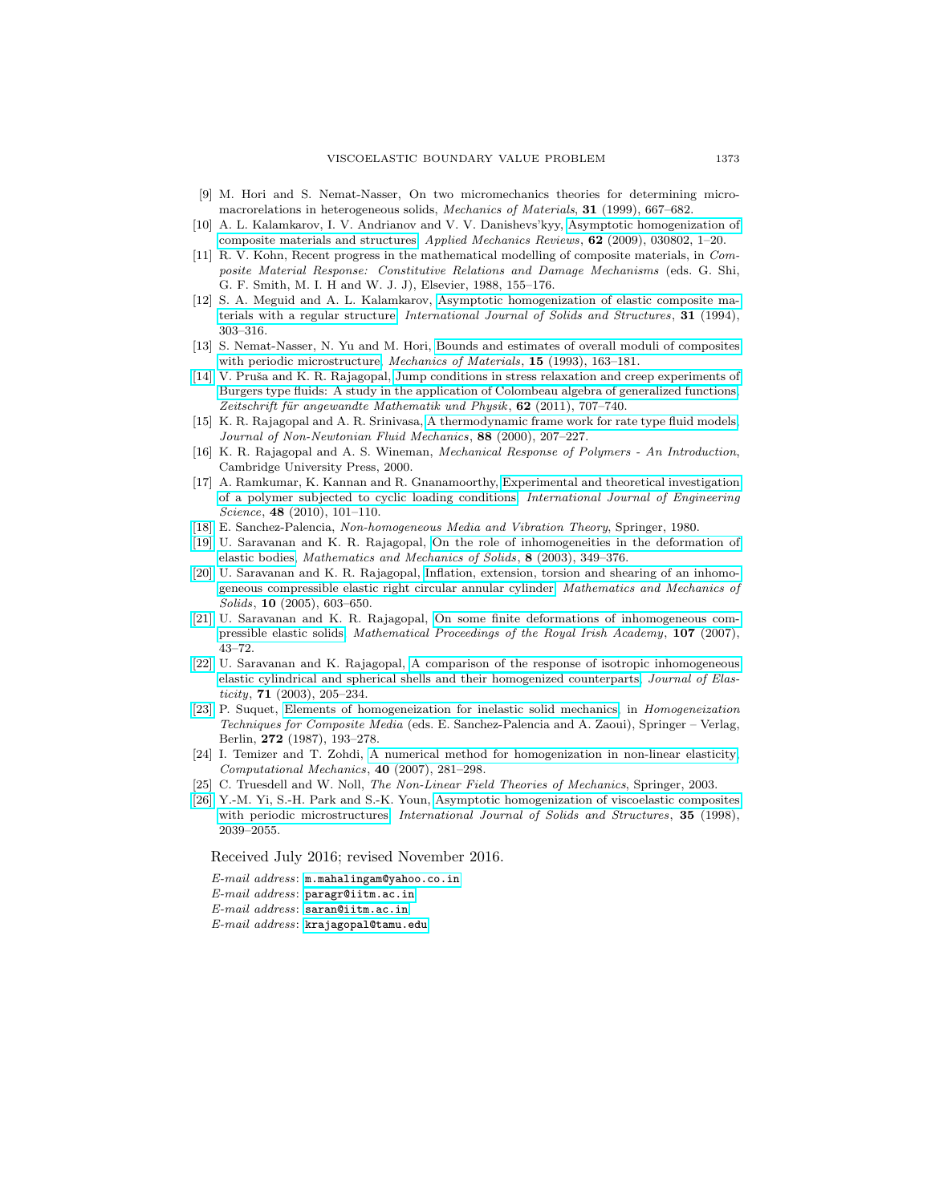[9] M. Hori and S. Nemat-Nasser, On two micromechanics theories for determining micro-macrorelations in heterogeneous solids, *Mechanics of Materials*, **31** (1999), 667–682.

[10] A. L. Kalamkarov, I. V. Andrianov and V. V. Danishevs'kyy, Asymptotic homogenization of composite materials and structures, *Applied Mechanics Reviews*, **62** (2009), 030802, 1–20.

[11] R. V. Kohn, Recent progress in the mathematical modelling of composite materials, in *Composite Material Response: Constitutive Relations and Damage Mechanisms* (eds. G. Shi, G. F. Smith, M. I. H and W. J. J), Elsevier, 1988, 155–176.

[12] S. A. Meguid and A. L. Kalamkarov, Asymptotic homogenization of elastic composite materials with a regular structure, *International Journal of Solids and Structures*, **31** (1994), 303–316.

[13] S. Nemat-Nasser, N. Yu and M. Hori, Bounds and estimates of overall moduli of composites with periodic microstructure, *Mechanics of Materials*, **15** (1993), 163–181.

[14] V. Pruša and K. R. Rajagopal, Jump conditions in stress relaxation and creep experiments of Burgers type fluids: A study in the application of Colombeau algebra of generalized functions, *Zeitschrift für angewandte Mathematik und Physik*, **62** (2011), 707–740.

[15] K. R. Rajagopal and A. R. Srinivasa, A thermodynamic frame work for rate type fluid models, *Journal of Non-Newtonian Fluid Mechanics*, **88** (2000), 207–227.

[16] K. R. Rajagopal and A. S. Wineman, *Mechanical Response of Polymers - An Introduction*, Cambridge University Press, 2000.

[17] A. Ramkumar, K. Kannan and R. Gnanamoorthy, Experimental and theoretical investigation of a polymer subjected to cyclic loading conditions, *International Journal of Engineering Science*, **48** (2010), 101–110.

[18] E. Sanchez-Palencia, *Non-homogeneous Media and Vibration Theory*, Springer, 1980.

[19] U. Saravanan and K. R. Rajagopal, On the role of inhomogeneities in the deformation of elastic bodies, *Mathematics and Mechanics of Solids*, **8** (2003), 349–376.

[20] U. Saravanan and K. R. Rajagopal, Inflation, extension, torsion and shearing of an inhomogeneous compressible elastic right circular annular cylinder, *Mathematics and Mechanics of Solids*, **10** (2005), 603–650.

[21] U. Saravanan and K. R. Rajagopal, On some finite deformations of inhomogeneous compressible elastic solids, *Mathematical Proceedings of the Royal Irish Academy*, **107** (2007), 43–72.

[22] U. Saravanan and K. Rajagopal, A comparison of the response of isotropic inhomogeneous elastic cylindrical and spherical shells and their homogenized counterparts, *Journal of Elasticity*, **71** (2003), 205–234.

[23] P. Suquet, Elements of homogeneization for inelastic solid mechanics, in *Homogeneization Techniques for Composite Media* (eds. E. Sanchez-Palencia and A. Zaoui), Springer – Verlag, Berlin, **272** (1987), 193–278.

[24] I. Temizer and T. Zohdi, A numerical method for homogenization in non-linear elasticity, *Computational Mechanics*, **40** (2007), 281–298.

[25] C. Truesdell and W. Noll, *The Non-Linear Field Theories of Mechanics*, Springer, 2003.

[26] Y.-M. Yi, S.-H. Park and S.-K. Youn, Asymptotic homogenization of viscoelastic composites with periodic microstructures, *International Journal of Solids and Structures*, **35** (1998), 2039–2055.

Received July 2016; revised November 2016.

*E-mail address*: m.mahalingam@yahoo.co.in
*E-mail address*: paragr@iitm.ac.in
*E-mail address*: saran@iitm.ac.in
*E-mail address*: krajagopal@tamu.edu